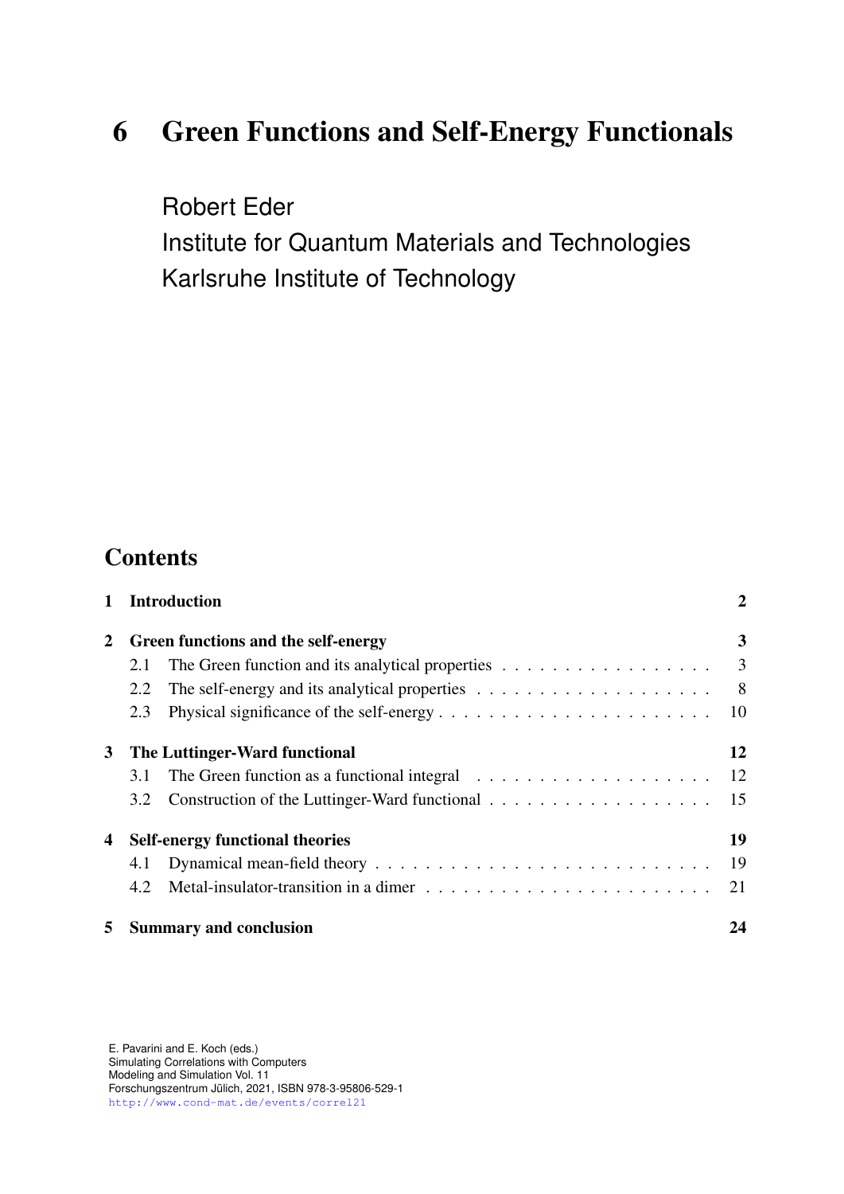# 6 Green Functions and Self-Energy Functionals

Robert Eder
Institute for Quantum Materials and Technologies
Karlsruhe Institute of Technology

## Contents

| | | |
|---|---|---|
| **1** | **Introduction** | **2** |
| **2** | **Green functions and the self-energy** | **3** |
| 2.1 | The Green function and its analytical properties | 3 |
| 2.2 | The self-energy and its analytical properties | 8 |
| 2.3 | Physical significance of the self-energy | 10 |
| **3** | **The Luttinger-Ward functional** | **12** |
| 3.1 | The Green function as a functional integral | 12 |
| 3.2 | Construction of the Luttinger-Ward functional | 15 |
| **4** | **Self-energy functional theories** | **19** |
| 4.1 | Dynamical mean-field theory | 19 |
| 4.2 | Metal-insulator-transition in a dimer | 21 |
| **5** | **Summary and conclusion** | **24** |

E. Pavarini and E. Koch (eds.)
Simulating Correlations with Computers
Modeling and Simulation Vol. 11
Forschungszentrum Jülich, 2021, ISBN 978-3-95806-529-1
http://www.cond-mat.de/events/correl21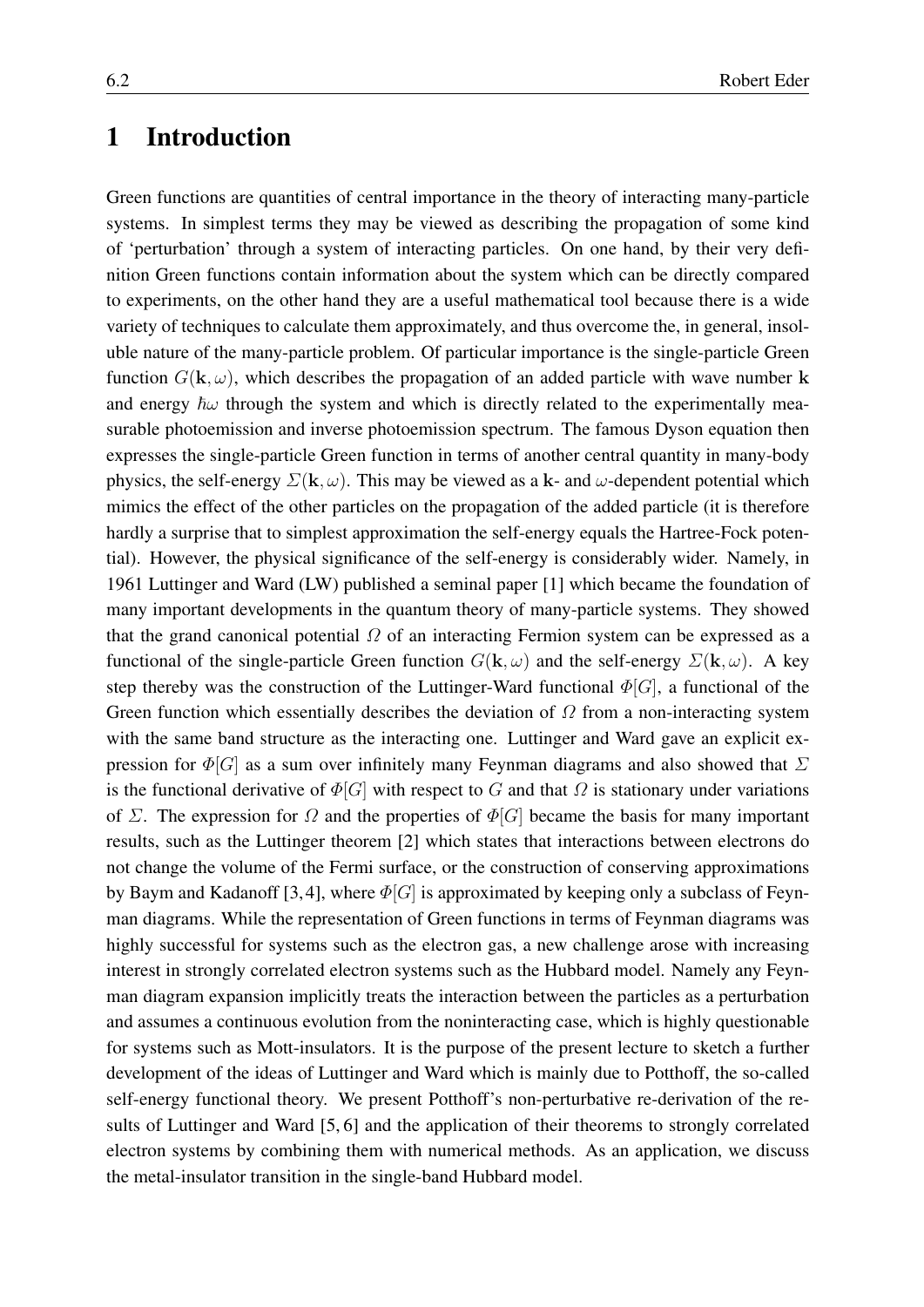# 1 Introduction

Green functions are quantities of central importance in the theory of interacting many-particle systems. In simplest terms they may be viewed as describing the propagation of some kind of 'perturbation' through a system of interacting particles. On one hand, by their very definition Green functions contain information about the system which can be directly compared to experiments, on the other hand they are a useful mathematical tool because there is a wide variety of techniques to calculate them approximately, and thus overcome the, in general, insoluble nature of the many-particle problem. Of particular importance is the single-particle Green function $G(\mathbf{k},\omega)$, which describes the propagation of an added particle with wave number $\mathbf{k}$ and energy $\hbar\omega$ through the system and which is directly related to the experimentally measurable photoemission and inverse photoemission spectrum. The famous Dyson equation then expresses the single-particle Green function in terms of another central quantity in many-body physics, the self-energy $\Sigma(\mathbf{k},\omega)$. This may be viewed as a $\mathbf{k}$- and $\omega$-dependent potential which mimics the effect of the other particles on the propagation of the added particle (it is therefore hardly a surprise that to simplest approximation the self-energy equals the Hartree-Fock potential). However, the physical significance of the self-energy is considerably wider. Namely, in 1961 Luttinger and Ward (LW) published a seminal paper [1] which became the foundation of many important developments in the quantum theory of many-particle systems. They showed that the grand canonical potential $\Omega$ of an interacting Fermion system can be expressed as a functional of the single-particle Green function $G(\mathbf{k},\omega)$ and the self-energy $\Sigma(\mathbf{k},\omega)$. A key step thereby was the construction of the Luttinger-Ward functional $\Phi[G]$, a functional of the Green function which essentially describes the deviation of $\Omega$ from a non-interacting system with the same band structure as the interacting one. Luttinger and Ward gave an explicit expression for $\Phi[G]$ as a sum over infinitely many Feynman diagrams and also showed that $\Sigma$ is the functional derivative of $\Phi[G]$ with respect to $G$ and that $\Omega$ is stationary under variations of $\Sigma$. The expression for $\Omega$ and the properties of $\Phi[G]$ became the basis for many important results, such as the Luttinger theorem [2] which states that interactions between electrons do not change the volume of the Fermi surface, or the construction of conserving approximations by Baym and Kadanoff [3,4], where $\Phi[G]$ is approximated by keeping only a subclass of Feynman diagrams. While the representation of Green functions in terms of Feynman diagrams was highly successful for systems such as the electron gas, a new challenge arose with increasing interest in strongly correlated electron systems such as the Hubbard model. Namely any Feynman diagram expansion implicitly treats the interaction between the particles as a perturbation and assumes a continuous evolution from the noninteracting case, which is highly questionable for systems such as Mott-insulators. It is the purpose of the present lecture to sketch a further development of the ideas of Luttinger and Ward which is mainly due to Potthoff, the so-called self-energy functional theory. We present Potthoff's non-perturbative re-derivation of the results of Luttinger and Ward [5, 6] and the application of their theorems to strongly correlated electron systems by combining them with numerical methods. As an application, we discuss the metal-insulator transition in the single-band Hubbard model.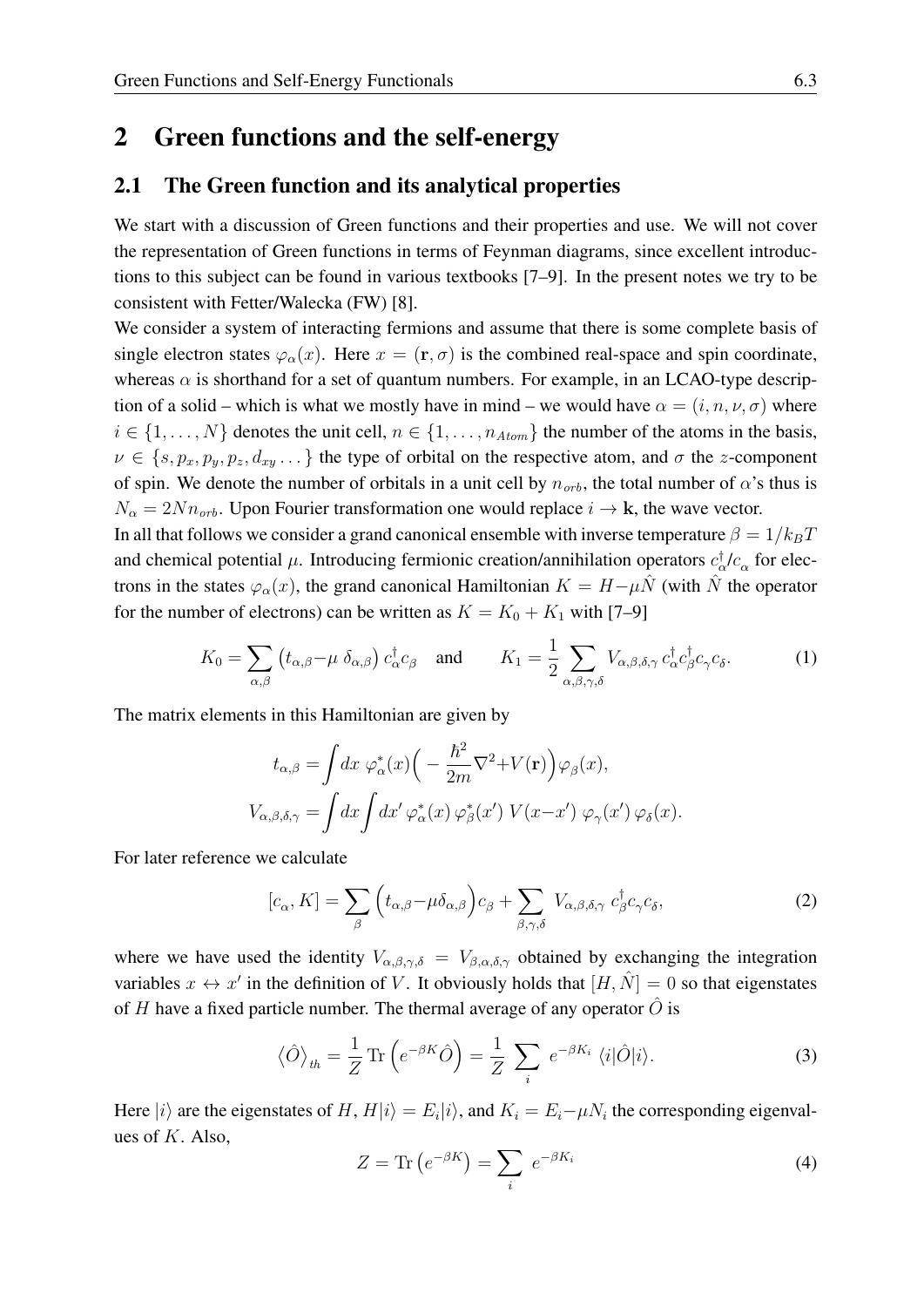## 2 Green functions and the self-energy

### 2.1 The Green function and its analytical properties

We start with a discussion of Green functions and their properties and use. We will not cover the representation of Green functions in terms of Feynman diagrams, since excellent introductions to this subject can be found in various textbooks [7–9]. In the present notes we try to be consistent with Fetter/Walecka (FW) [8].

We consider a system of interacting fermions and assume that there is some complete basis of single electron states $\varphi_\alpha(x)$. Here $x = (\mathbf{r}, \sigma)$ is the combined real-space and spin coordinate, whereas $\alpha$ is shorthand for a set of quantum numbers. For example, in an LCAO-type description of a solid – which is what we mostly have in mind – we would have $\alpha = (i, n, \nu, \sigma)$ where $i \in \{1, \dots, N\}$ denotes the unit cell, $n \in \{1, \dots, n_{Atom}\}$ the number of the atoms in the basis, $\nu \in \{s, p_x, p_y, p_z, d_{xy} \dots\}$ the type of orbital on the respective atom, and $\sigma$ the $z$-component of spin. We denote the number of orbitals in a unit cell by $n_{orb}$, the total number of $\alpha$'s thus is $N_\alpha = 2Nn_{orb}$. Upon Fourier transformation one would replace $i \rightarrow \mathbf{k}$, the wave vector.

In all that follows we consider a grand canonical ensemble with inverse temperature $\beta = 1/k_BT$ and chemical potential $\mu$. Introducing fermionic creation/annihilation operators $c_\alpha^\dagger/c_\alpha$ for electrons in the states $\varphi_\alpha(x)$, the grand canonical Hamiltonian $K = H - \mu\hat{N}$ (with $\hat{N}$ the operator for the number of electrons) can be written as $K = K_0 + K_1$ with [7–9]

$$K_0 = \sum_{\alpha,\beta} \left(t_{\alpha,\beta} - \mu\, \delta_{\alpha,\beta}\right) c_\alpha^\dagger c_\beta \quad \text{and} \qquad K_1 = \frac{1}{2} \sum_{\alpha,\beta,\delta,\gamma} V_{\alpha,\beta,\delta,\gamma}\, c_\alpha^\dagger c_\beta^\dagger c_\gamma c_\delta. \tag{1}$$

The matrix elements in this Hamiltonian are given by

$$t_{\alpha,\beta} = \int dx\ \varphi_\alpha^*(x)\Big(-\frac{\hbar^2}{2m}\nabla^2 + V(\mathbf{r})\Big)\varphi_\beta(x),$$

$$V_{\alpha,\beta,\delta,\gamma} = \int dx \int dx'\ \varphi_\alpha^*(x)\, \varphi_\beta^*(x')\ V(x - x')\ \varphi_\gamma(x')\, \varphi_\delta(x).$$

For later reference we calculate

$$[c_\alpha, K] = \sum_\beta \Big(t_{\alpha,\beta} - \mu\delta_{\alpha,\beta}\Big)c_\beta + \sum_{\beta,\gamma,\delta} V_{\alpha,\beta,\delta,\gamma}\ c_\beta^\dagger c_\gamma c_\delta, \tag{2}$$

where we have used the identity $V_{\alpha,\beta,\gamma,\delta} = V_{\beta,\alpha,\delta,\gamma}$ obtained by exchanging the integration variables $x \leftrightarrow x'$ in the definition of $V$. It obviously holds that $[H, \hat{N}] = 0$ so that eigenstates of $H$ have a fixed particle number. The thermal average of any operator $\hat{O}$ is

$$\left\langle \hat{O} \right\rangle_{th} = \frac{1}{Z}\, \mathrm{Tr}\left(e^{-\beta K}\hat{O}\right) = \frac{1}{Z} \sum_i\ e^{-\beta K_i}\ \langle i|\hat{O}|i\rangle. \tag{3}$$

Here $|i\rangle$ are the eigenstates of $H$, $H|i\rangle = E_i|i\rangle$, and $K_i = E_i - \mu N_i$ the corresponding eigenvalues of $K$. Also,

$$Z = \mathrm{Tr}\left(e^{-\beta K}\right) = \sum_i\ e^{-\beta K_i} \tag{4}$$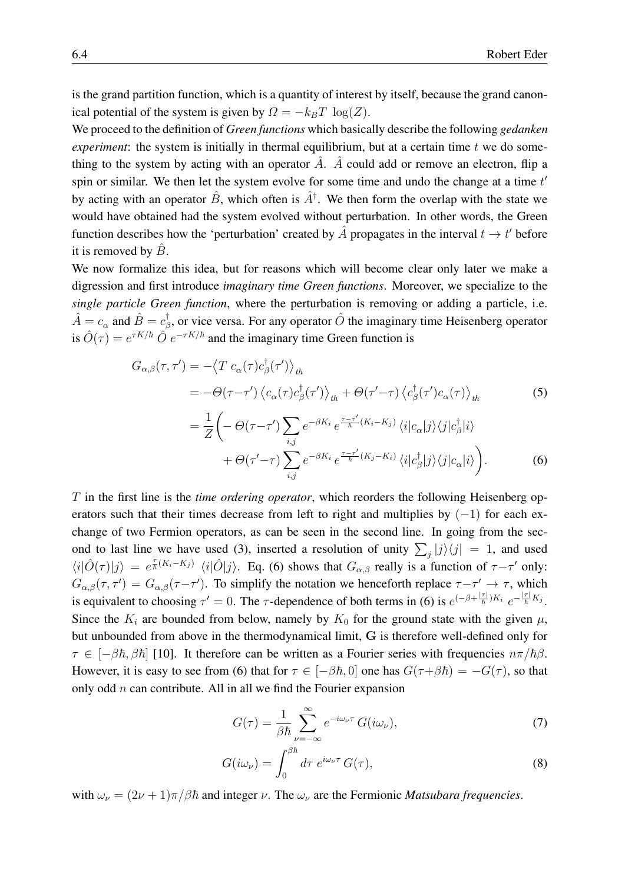is the grand partition function, which is a quantity of interest by itself, because the grand canonical potential of the system is given by $\Omega = -k_B T \ \log(Z)$.

We proceed to the definition of *Green functions* which basically describe the following *gedanken experiment*: the system is initially in thermal equilibrium, but at a certain time $t$ we do something to the system by acting with an operator $\hat{A}$. $\hat{A}$ could add or remove an electron, flip a spin or similar. We then let the system evolve for some time and undo the change at a time $t'$ by acting with an operator $\hat{B}$, which often is $\hat{A}^\dagger$. We then form the overlap with the state we would have obtained had the system evolved without perturbation. In other words, the Green function describes how the 'perturbation' created by $\hat{A}$ propagates in the interval $t \rightarrow t'$ before it is removed by $\hat{B}$.

We now formalize this idea, but for reasons which will become clear only later we make a digression and first introduce *imaginary time Green functions*. Moreover, we specialize to the *single particle Green function*, where the perturbation is removing or adding a particle, i.e. $\hat{A} = c_\alpha$ and $\hat{B} = c_\beta^\dagger$, or vice versa. For any operator $\hat{O}$ the imaginary time Heisenberg operator is $\hat{O}(\tau) = e^{\tau K/\hbar} \ \hat{O} \ e^{-\tau K/\hbar}$ and the imaginary time Green function is

$$
\begin{aligned}
G_{\alpha,\beta}(\tau,\tau') &= -\left\langle T \ c_\alpha(\tau) c_\beta^\dagger(\tau') \right\rangle_{th} \\
&= -\Theta(\tau-\tau') \left\langle c_\alpha(\tau) c_\beta^\dagger(\tau') \right\rangle_{th} + \Theta(\tau'-\tau) \left\langle c_\beta^\dagger(\tau') c_\alpha(\tau) \right\rangle_{th} \qquad (5) \\
&= \frac{1}{Z}\Bigg( -\Theta(\tau-\tau') \sum_{i,j} e^{-\beta K_i} \, e^{\frac{\tau-\tau'}{\hbar}(K_i-K_j)} \, \langle i|c_\alpha|j\rangle\langle j|c_\beta^\dagger|i\rangle \\
&\qquad + \Theta(\tau'-\tau) \sum_{i,j} e^{-\beta K_i} \, e^{\frac{\tau-\tau'}{\hbar}(K_j-K_i)} \, \langle i|c_\beta^\dagger|j\rangle\langle j|c_\alpha|i\rangle \Bigg). \qquad (6)
\end{aligned}
$$

$T$ in the first line is the *time ordering operator*, which reorders the following Heisenberg operators such that their times decrease from left to right and multiplies by $(-1)$ for each exchange of two Fermion operators, as can be seen in the second line. In going from the second to last line we have used (3), inserted a resolution of unity $\sum_j |j\rangle\langle j| = 1$, and used $\langle i|\hat{O}(\tau)|j\rangle = e^{\frac{\tau}{\hbar}(K_i-K_j)} \ \langle i|\hat{O}|j\rangle$. Eq. (6) shows that $G_{\alpha,\beta}$ really is a function of $\tau-\tau'$ only: $G_{\alpha,\beta}(\tau,\tau') = G_{\alpha,\beta}(\tau-\tau')$. To simplify the notation we henceforth replace $\tau-\tau' \rightarrow \tau$, which is equivalent to choosing $\tau' = 0$. The $\tau$-dependence of both terms in (6) is $e^{(-\beta+\frac{|\tau|}{\hbar})K_i} \ e^{-\frac{|\tau|}{\hbar}K_j}$. Since the $K_i$ are bounded from below, namely by $K_0$ for the ground state with the given $\mu$, but unbounded from above in the thermodynamical limit, $\mathbf{G}$ is therefore well-defined only for $\tau \in [-\beta\hbar, \beta\hbar]$ [10]. It therefore can be written as a Fourier series with frequencies $n\pi/\hbar\beta$. However, it is easy to see from (6) that for $\tau \in [-\beta\hbar, 0]$ one has $G(\tau+\beta\hbar) = -G(\tau)$, so that only odd $n$ can contribute. All in all we find the Fourier expansion

$$
G(\tau) = \frac{1}{\beta\hbar} \sum_{\nu=-\infty}^{\infty} e^{-i\omega_\nu \tau} \, G(i\omega_\nu), \qquad (7)
$$

$$
G(i\omega_\nu) = \int_0^{\beta\hbar} d\tau \ e^{i\omega_\nu \tau} \, G(\tau), \qquad (8)
$$

with $\omega_\nu = (2\nu+1)\pi/\beta\hbar$ and integer $\nu$. The $\omega_\nu$ are the Fermionic *Matsubara frequencies*.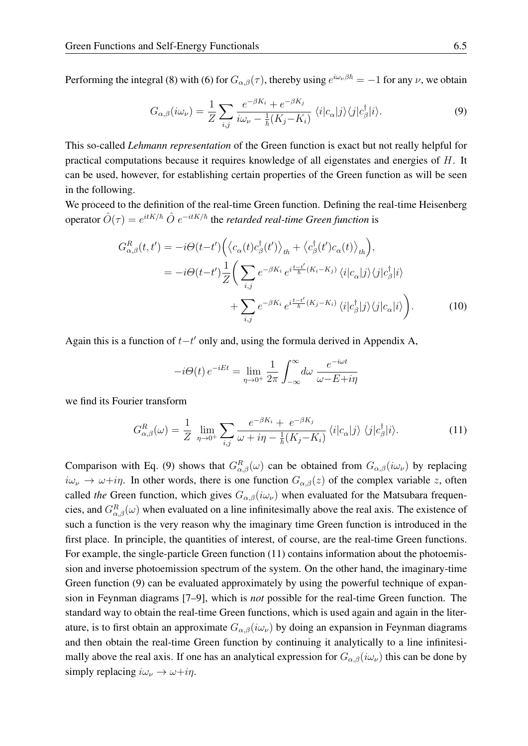Performing the integral (8) with (6) for $G_{\alpha,\beta}(\tau)$, thereby using $e^{i\omega_\nu\beta\hbar} = -1$ for any $\nu$, we obtain

$$G_{\alpha,\beta}(i\omega_\nu) = \frac{1}{Z}\sum_{i,j}\frac{e^{-\beta K_i}+e^{-\beta K_j}}{i\omega_\nu - \frac{1}{\hbar}(K_j - K_i)}\,\langle i|c_\alpha|j\rangle\langle j|c^\dagger_\beta|i\rangle. \tag{9}$$

This so-called *Lehmann representation* of the Green function is exact but not really helpful for practical computations because it requires knowledge of all eigenstates and energies of $H$. It can be used, however, for establishing certain properties of the Green function as will be seen in the following.

We proceed to the definition of the real-time Green function. Defining the real-time Heisenberg operator $\hat{O}(\tau) = e^{itK/\hbar}\,\hat{O}\,e^{-itK/\hbar}$ the *retarded real-time Green function* is

$$\begin{aligned}
G^R_{\alpha,\beta}(t,t') &= -i\Theta(t-t')\Big(\big\langle c_\alpha(t)c^\dagger_\beta(t')\big\rangle_{th} + \big\langle c^\dagger_\beta(t')c_\alpha(t)\big\rangle_{th}\Big),\\
&= -i\Theta(t-t')\frac{1}{Z}\bigg(\sum_{i,j}e^{-\beta K_i}\,e^{i\frac{t-t'}{\hbar}(K_i-K_j)}\,\langle i|c_\alpha|j\rangle\langle j|c^\dagger_\beta|i\rangle\\
&\qquad\qquad + \sum_{i,j}e^{-\beta K_i}\,e^{i\frac{t-t'}{\hbar}(K_j-K_i)}\,\langle i|c^\dagger_\beta|j\rangle\langle j|c_\alpha|i\rangle\bigg).
\end{aligned} \tag{10}$$

Again this is a function of $t-t'$ only and, using the formula derived in Appendix A,

$$-i\Theta(t)\,e^{-iEt} = \lim_{\eta\to 0^+}\frac{1}{2\pi}\int_{-\infty}^{\infty}d\omega\,\frac{e^{-i\omega t}}{\omega - E + i\eta}$$

we find its Fourier transform

$$G^R_{\alpha,\beta}(\omega) = \frac{1}{Z}\,\lim_{\eta\to 0^+}\sum_{i,j}\frac{e^{-\beta K_i}+\,e^{-\beta K_j}}{\omega + i\eta - \frac{1}{\hbar}(K_j - K_i)}\,\langle i|c_\alpha|j\rangle\,\langle j|c^\dagger_\beta|i\rangle. \tag{11}$$

Comparison with Eq. (9) shows that $G^R_{\alpha,\beta}(\omega)$ can be obtained from $G_{\alpha,\beta}(i\omega_\nu)$ by replacing $i\omega_\nu \to \omega + i\eta$. In other words, there is one function $G_{\alpha,\beta}(z)$ of the complex variable $z$, often called *the* Green function, which gives $G_{\alpha,\beta}(i\omega_\nu)$ when evaluated for the Matsubara frequencies, and $G^R_{\alpha,\beta}(\omega)$ when evaluated on a line infinitesimally above the real axis. The existence of such a function is the very reason why the imaginary time Green function is introduced in the first place. In principle, the quantities of interest, of course, are the real-time Green functions. For example, the single-particle Green function (11) contains information about the photoemission and inverse photoemission spectrum of the system. On the other hand, the imaginary-time Green function (9) can be evaluated approximately by using the powerful technique of expansion in Feynman diagrams [7–9], which is *not* possible for the real-time Green function. The standard way to obtain the real-time Green functions, which is used again and again in the literature, is to first obtain an approximate $G_{\alpha,\beta}(i\omega_\nu)$ by doing an expansion in Feynman diagrams and then obtain the real-time Green function by continuing it analytically to a line infinitesimally above the real axis. If one has an analytical expression for $G_{\alpha,\beta}(i\omega_\nu)$ this can be done by simply replacing $i\omega_\nu \to \omega + i\eta$.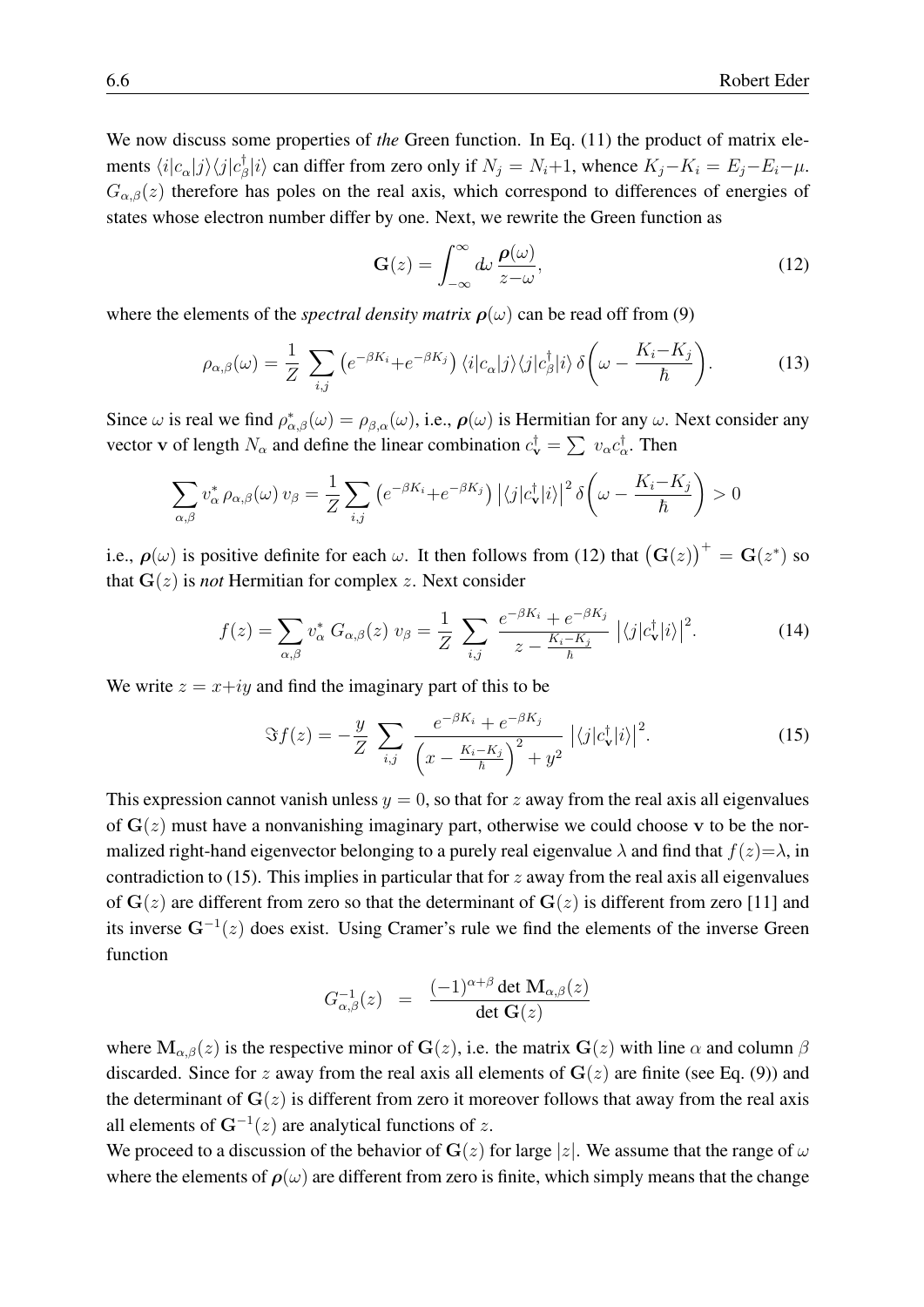We now discuss some properties of *the* Green function. In Eq. (11) the product of matrix elements $\langle i|c_\alpha|j\rangle\langle j|c^\dagger_\beta|i\rangle$ can differ from zero only if $N_j = N_i{+}1$, whence $K_j{-}K_i = E_j{-}E_i{-}\mu$. $G_{\alpha,\beta}(z)$ therefore has poles on the real axis, which correspond to differences of energies of states whose electron number differ by one. Next, we rewrite the Green function as

$$\mathbf{G}(z) = \int_{-\infty}^{\infty} d\omega\, \frac{\boldsymbol{\rho}(\omega)}{z{-}\omega}, \tag{12}$$

where the elements of the *spectral density matrix* $\boldsymbol{\rho}(\omega)$ can be read off from (9)

$$\rho_{\alpha,\beta}(\omega) = \frac{1}{Z}\sum_{i,j}\left(e^{-\beta K_i}{+}e^{-\beta K_j}\right)\langle i|c_\alpha|j\rangle\langle j|c^\dagger_\beta|i\rangle\,\delta\!\left(\omega - \frac{K_i{-}K_j}{\hbar}\right). \tag{13}$$

Since $\omega$ is real we find $\rho^*_{\alpha,\beta}(\omega) = \rho_{\beta,\alpha}(\omega)$, i.e., $\boldsymbol{\rho}(\omega)$ is Hermitian for any $\omega$. Next consider any vector $\mathbf{v}$ of length $N_\alpha$ and define the linear combination $c^\dagger_{\mathbf{v}} = \sum\, v_\alpha c^\dagger_\alpha$. Then

$$\sum_{\alpha,\beta} v^*_\alpha\,\rho_{\alpha,\beta}(\omega)\,v_\beta = \frac{1}{Z}\sum_{i,j}\left(e^{-\beta K_i}{+}e^{-\beta K_j}\right)\left|\langle j|c^\dagger_{\mathbf{v}}|i\rangle\right|^2\delta\!\left(\omega - \frac{K_i{-}K_j}{\hbar}\right) > 0$$

i.e., $\boldsymbol{\rho}(\omega)$ is positive definite for each $\omega$. It then follows from (12) that $\left(\mathbf{G}(z)\right)^+ = \mathbf{G}(z^*)$ so that $\mathbf{G}(z)$ is *not* Hermitian for complex $z$. Next consider

$$f(z) = \sum_{\alpha,\beta} v^*_\alpha\; G_{\alpha,\beta}(z)\; v_\beta = \frac{1}{Z}\sum_{i,j}\frac{e^{-\beta K_i}+e^{-\beta K_j}}{z-\frac{K_i-K_j}{\hbar}}\left|\langle j|c^\dagger_{\mathbf{v}}|i\rangle\right|^2. \tag{14}$$

We write $z = x{+}iy$ and find the imaginary part of this to be

$$\Im f(z) = -\frac{y}{Z}\sum_{i,j}\frac{e^{-\beta K_i}+e^{-\beta K_j}}{\left(x-\frac{K_i-K_j}{\hbar}\right)^2+y^2}\left|\langle j|c^\dagger_{\mathbf{v}}|i\rangle\right|^2. \tag{15}$$

This expression cannot vanish unless $y = 0$, so that for $z$ away from the real axis all eigenvalues of $\mathbf{G}(z)$ must have a nonvanishing imaginary part, otherwise we could choose $\mathbf{v}$ to be the normalized right-hand eigenvector belonging to a purely real eigenvalue $\lambda$ and find that $f(z){=}\lambda$, in contradiction to (15). This implies in particular that for $z$ away from the real axis all eigenvalues of $\mathbf{G}(z)$ are different from zero so that the determinant of $\mathbf{G}(z)$ is different from zero [11] and its inverse $\mathbf{G}^{-1}(z)$ does exist. Using Cramer's rule we find the elements of the inverse Green function

$$G^{-1}_{\alpha,\beta}(z) \;=\; \frac{(-1)^{\alpha+\beta}\det\mathbf{M}_{\alpha,\beta}(z)}{\det\mathbf{G}(z)}$$

where $\mathbf{M}_{\alpha,\beta}(z)$ is the respective minor of $\mathbf{G}(z)$, i.e. the matrix $\mathbf{G}(z)$ with line $\alpha$ and column $\beta$ discarded. Since for $z$ away from the real axis all elements of $\mathbf{G}(z)$ are finite (see Eq. (9)) and the determinant of $\mathbf{G}(z)$ is different from zero it moreover follows that away from the real axis all elements of $\mathbf{G}^{-1}(z)$ are analytical functions of $z$.

We proceed to a discussion of the behavior of $\mathbf{G}(z)$ for large $|z|$. We assume that the range of $\omega$ where the elements of $\boldsymbol{\rho}(\omega)$ are different from zero is finite, which simply means that the change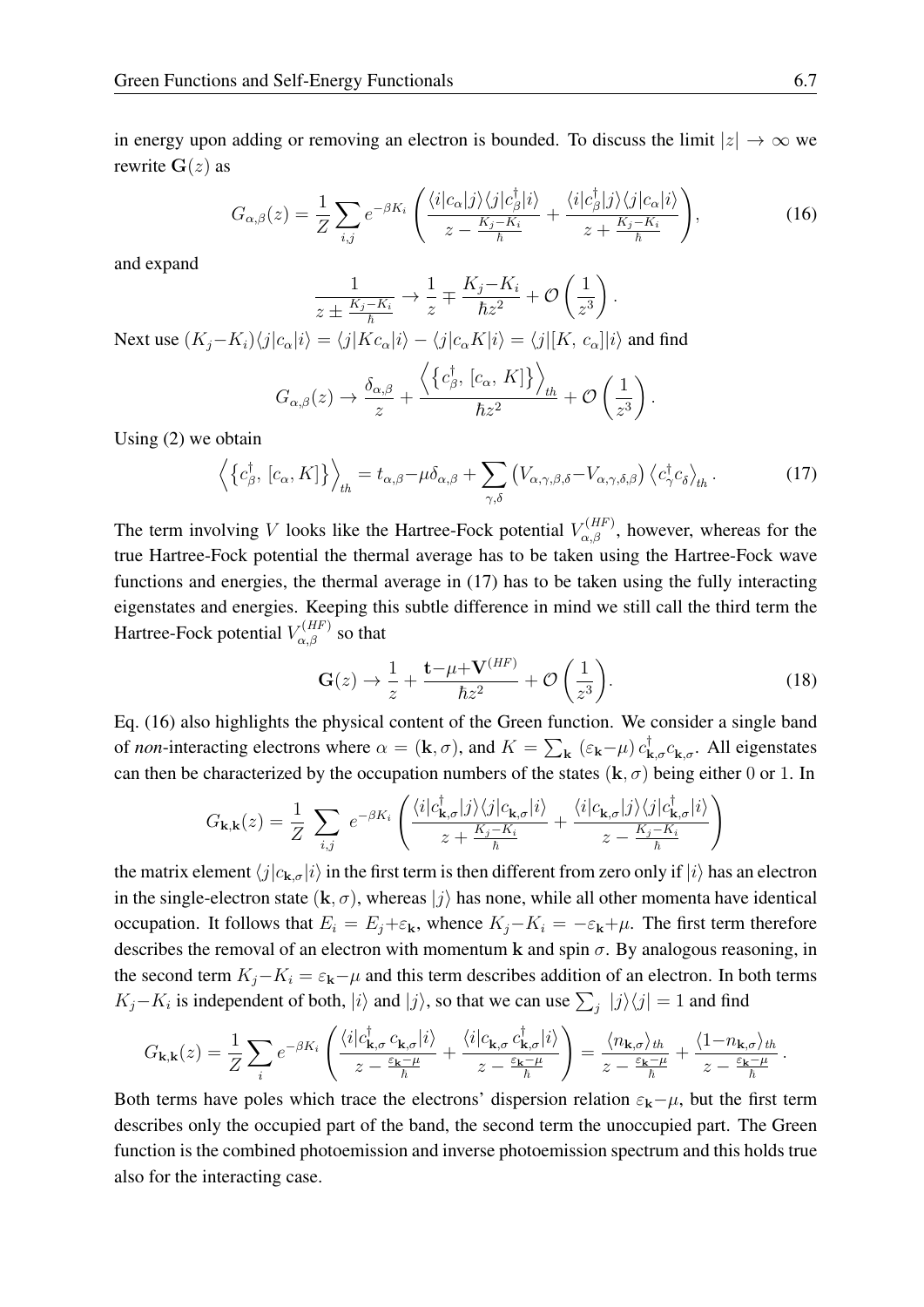in energy upon adding or removing an electron is bounded. To discuss the limit $|z| \to \infty$ we rewrite $\mathbf{G}(z)$ as

$$G_{\alpha,\beta}(z) = \frac{1}{Z} \sum_{i,j} e^{-\beta K_i} \left( \frac{\langle i|c_\alpha|j\rangle\langle j|c_\beta^\dagger|i\rangle}{z - \frac{K_j - K_i}{\hbar}} + \frac{\langle i|c_\beta^\dagger|j\rangle\langle j|c_\alpha|i\rangle}{z + \frac{K_j - K_i}{\hbar}} \right), \tag{16}$$

and expand

$$\frac{1}{z \pm \frac{K_j - K_i}{\hbar}} \to \frac{1}{z} \mp \frac{K_j - K_i}{\hbar z^2} + \mathcal{O}\left(\frac{1}{z^3}\right).$$

Next use $(K_j - K_i)\langle j|c_\alpha|i\rangle = \langle j|Kc_\alpha|i\rangle - \langle j|c_\alpha K|i\rangle = \langle j|[K,\, c_\alpha]|i\rangle$ and find

$$G_{\alpha,\beta}(z) \to \frac{\delta_{\alpha,\beta}}{z} + \frac{\left\langle \left\{ c_\beta^\dagger,\, [c_\alpha,\, K] \right\} \right\rangle_{th}}{\hbar z^2} + \mathcal{O}\left(\frac{1}{z^3}\right).$$

Using (2) we obtain

$$\left\langle \left\{ c_\beta^\dagger,\, [c_\alpha, K] \right\} \right\rangle_{th} = t_{\alpha,\beta} - \mu\delta_{\alpha,\beta} + \sum_{\gamma,\delta} \left( V_{\alpha,\gamma,\beta,\delta} - V_{\alpha,\gamma,\delta,\beta} \right) \left\langle c_\gamma^\dagger c_\delta \right\rangle_{th}. \tag{17}$$

The term involving $V$ looks like the Hartree-Fock potential $V_{\alpha,\beta}^{(HF)}$, however, whereas for the true Hartree-Fock potential the thermal average has to be taken using the Hartree-Fock wave functions and energies, the thermal average in (17) has to be taken using the fully interacting eigenstates and energies. Keeping this subtle difference in mind we still call the third term the Hartree-Fock potential $V_{\alpha,\beta}^{(HF)}$ so that

$$\mathbf{G}(z) \to \frac{1}{z} + \frac{\mathbf{t} - \mu + \mathbf{V}^{(HF)}}{\hbar z^2} + \mathcal{O}\left(\frac{1}{z^3}\right). \tag{18}$$

Eq. (16) also highlights the physical content of the Green function. We consider a single band of *non*-interacting electrons where $\alpha = (\mathbf{k}, \sigma)$, and $K = \sum_{\mathbf{k}} (\varepsilon_{\mathbf{k}} - \mu)\, c_{\mathbf{k},\sigma}^\dagger c_{\mathbf{k},\sigma}$. All eigenstates can then be characterized by the occupation numbers of the states $(\mathbf{k}, \sigma)$ being either $0$ or $1$. In

$$G_{\mathbf{k},\mathbf{k}}(z) = \frac{1}{Z} \sum_{i,j} e^{-\beta K_i} \left( \frac{\langle i|c_{\mathbf{k},\sigma}^\dagger|j\rangle\langle j|c_{\mathbf{k},\sigma}|i\rangle}{z + \frac{K_j - K_i}{\hbar}} + \frac{\langle i|c_{\mathbf{k},\sigma}|j\rangle\langle j|c_{\mathbf{k},\sigma}^\dagger|i\rangle}{z - \frac{K_j - K_i}{\hbar}} \right)$$

the matrix element $\langle j|c_{\mathbf{k},\sigma}|i\rangle$ in the first term is then different from zero only if $|i\rangle$ has an electron in the single-electron state $(\mathbf{k}, \sigma)$, whereas $|j\rangle$ has none, while all other momenta have identical occupation. It follows that $E_i = E_j + \varepsilon_{\mathbf{k}}$, whence $K_j - K_i = -\varepsilon_{\mathbf{k}} + \mu$. The first term therefore describes the removal of an electron with momentum $\mathbf{k}$ and spin $\sigma$. By analogous reasoning, in the second term $K_j - K_i = \varepsilon_{\mathbf{k}} - \mu$ and this term describes addition of an electron. In both terms $K_j - K_i$ is independent of both, $|i\rangle$ and $|j\rangle$, so that we can use $\sum_j |j\rangle\langle j| = 1$ and find

$$G_{\mathbf{k},\mathbf{k}}(z) = \frac{1}{Z} \sum_i e^{-\beta K_i} \left( \frac{\langle i|c_{\mathbf{k},\sigma}^\dagger\, c_{\mathbf{k},\sigma}|i\rangle}{z - \frac{\varepsilon_{\mathbf{k}} - \mu}{\hbar}} + \frac{\langle i|c_{\mathbf{k},\sigma}\, c_{\mathbf{k},\sigma}^\dagger|i\rangle}{z - \frac{\varepsilon_{\mathbf{k}} - \mu}{\hbar}} \right) = \frac{\langle n_{\mathbf{k},\sigma}\rangle_{th}}{z - \frac{\varepsilon_{\mathbf{k}} - \mu}{\hbar}} + \frac{\langle 1 - n_{\mathbf{k},\sigma}\rangle_{th}}{z - \frac{\varepsilon_{\mathbf{k}} - \mu}{\hbar}}.$$

Both terms have poles which trace the electrons' dispersion relation $\varepsilon_{\mathbf{k}} - \mu$, but the first term describes only the occupied part of the band, the second term the unoccupied part. The Green function is the combined photoemission and inverse photoemission spectrum and this holds true also for the interacting case.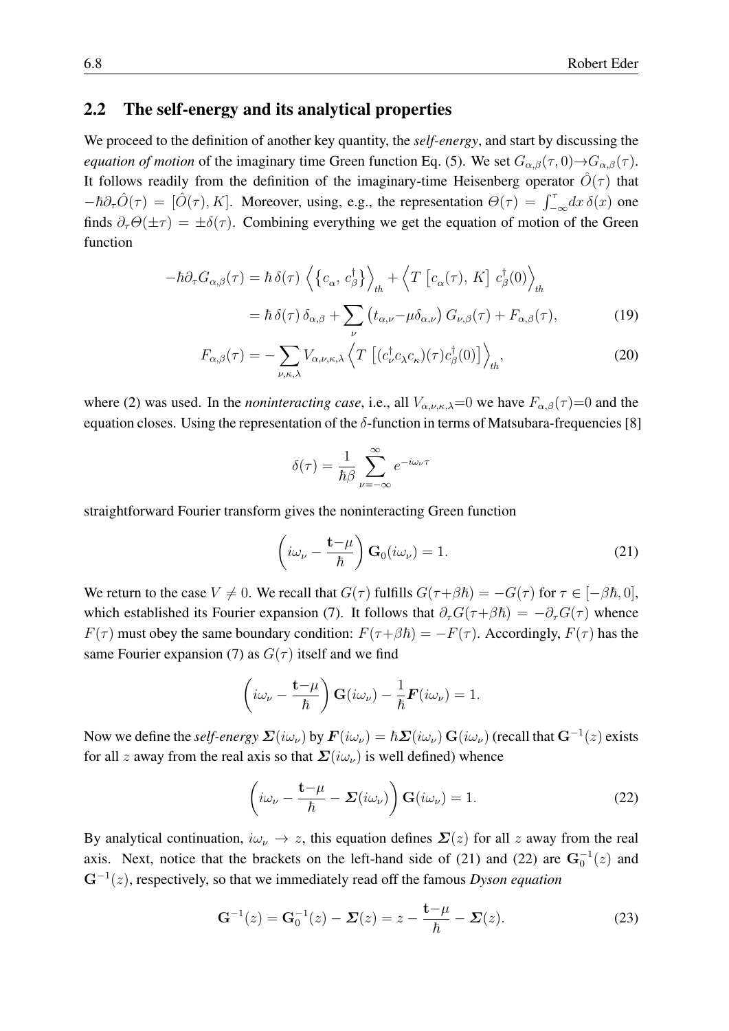## 2.2 The self-energy and its analytical properties

We proceed to the definition of another key quantity, the ***self-energy***, and start by discussing the *equation of motion* of the imaginary time Green function Eq. (5). We set $G_{\alpha,\beta}(\tau,0)\to G_{\alpha,\beta}(\tau)$. It follows readily from the definition of the imaginary-time Heisenberg operator $\hat{O}(\tau)$ that $-\hbar\partial_\tau\hat{O}(\tau) = [\hat{O}(\tau), K]$. Moreover, using, e.g., the representation $\Theta(\tau) = \int_{-\infty}^{\tau} dx\,\delta(x)$ one finds $\partial_\tau\Theta(\pm\tau) = \pm\delta(\tau)$. Combining everything we get the equation of motion of the Green function

$$
\begin{aligned}
-\hbar\partial_\tau G_{\alpha,\beta}(\tau) &= \hbar\,\delta(\tau)\,\left\langle\left\{c_\alpha,\, c_\beta^\dagger\right\}\right\rangle_{th} + \left\langle T\left[c_\alpha(\tau),\, K\right]\, c_\beta^\dagger(0)\right\rangle_{th} \\
&= \hbar\,\delta(\tau)\,\delta_{\alpha,\beta} + \sum_\nu \left(t_{\alpha,\nu}-\mu\delta_{\alpha,\nu}\right) G_{\nu,\beta}(\tau) + F_{\alpha,\beta}(\tau), \qquad (19)
\end{aligned}
$$

$$
F_{\alpha,\beta}(\tau) = -\sum_{\nu,\kappa,\lambda} V_{\alpha,\nu,\kappa,\lambda}\left\langle T\left[(c_\nu^\dagger c_\lambda c_\kappa)(\tau) c_\beta^\dagger(0)\right]\right\rangle_{th}, \qquad (20)
$$

where (2) was used. In the *noninteracting case*, i.e., all $V_{\alpha,\nu,\kappa,\lambda}=0$ we have $F_{\alpha,\beta}(\tau)=0$ and the equation closes. Using the representation of the $\delta$-function in terms of Matsubara-frequencies [8]

$$
\delta(\tau) = \frac{1}{\hbar\beta}\sum_{\nu=-\infty}^{\infty} e^{-i\omega_\nu\tau}
$$

straightforward Fourier transform gives the noninteracting Green function

$$
\left(i\omega_\nu - \frac{\mathbf{t}-\mu}{\hbar}\right)\mathbf{G}_0(i\omega_\nu) = 1. \qquad (21)
$$

We return to the case $V\neq 0$. We recall that $G(\tau)$ fulfills $G(\tau+\beta\hbar) = -G(\tau)$ for $\tau\in[-\beta\hbar, 0]$, which established its Fourier expansion (7). It follows that $\partial_\tau G(\tau+\beta\hbar) = -\partial_\tau G(\tau)$ whence $F(\tau)$ must obey the same boundary condition: $F(\tau+\beta\hbar) = -F(\tau)$. Accordingly, $F(\tau)$ has the same Fourier expansion (7) as $G(\tau)$ itself and we find

$$
\left(i\omega_\nu - \frac{\mathbf{t}-\mu}{\hbar}\right)\mathbf{G}(i\omega_\nu) - \frac{1}{\hbar}\boldsymbol{F}(i\omega_\nu) = 1.
$$

Now we define the *self-energy* $\boldsymbol{\Sigma}(i\omega_\nu)$ by $\boldsymbol{F}(i\omega_\nu) = \hbar\boldsymbol{\Sigma}(i\omega_\nu)\,\mathbf{G}(i\omega_\nu)$ (recall that $\mathbf{G}^{-1}(z)$ exists for all $z$ away from the real axis so that $\boldsymbol{\Sigma}(i\omega_\nu)$ is well defined) whence

$$
\left(i\omega_\nu - \frac{\mathbf{t}-\mu}{\hbar} - \boldsymbol{\Sigma}(i\omega_\nu)\right)\mathbf{G}(i\omega_\nu) = 1. \qquad (22)
$$

By analytical continuation, $i\omega_\nu \to z$, this equation defines $\boldsymbol{\Sigma}(z)$ for all $z$ away from the real axis. Next, notice that the brackets on the left-hand side of (21) and (22) are $\mathbf{G}_0^{-1}(z)$ and $\mathbf{G}^{-1}(z)$, respectively, so that we immediately read off the famous *Dyson equation*

$$
\mathbf{G}^{-1}(z) = \mathbf{G}_0^{-1}(z) - \boldsymbol{\Sigma}(z) = z - \frac{\mathbf{t}-\mu}{\hbar} - \boldsymbol{\Sigma}(z). \qquad (23)
$$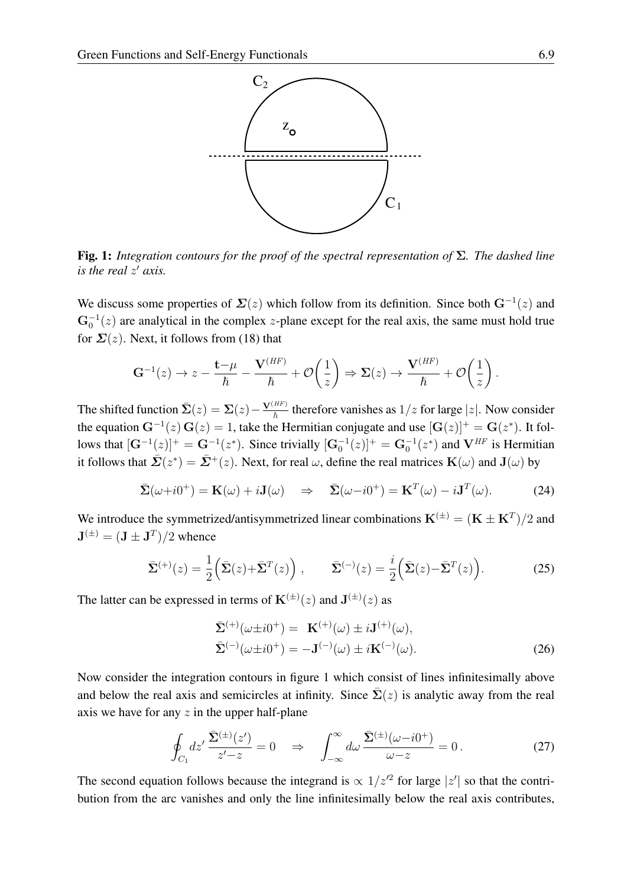**Fig. 1:** *Integration contours for the proof of the spectral representation of $\Sigma$. The dashed line is the real $z'$ axis.*

We discuss some properties of $\boldsymbol{\Sigma}(z)$ which follow from its definition. Since both $\mathbf{G}^{-1}(z)$ and $\mathbf{G}_0^{-1}(z)$ are analytical in the complex $z$-plane except for the real axis, the same must hold true for $\boldsymbol{\Sigma}(z)$. Next, it follows from (18) that

$$\mathbf{G}^{-1}(z) \rightarrow z - \frac{\mathbf{t}-\mu}{\hbar} - \frac{\mathbf{V}^{(HF)}}{\hbar} + \mathcal{O}\left(\frac{1}{z}\right) \Rightarrow \boldsymbol{\Sigma}(z) \rightarrow \frac{\mathbf{V}^{(HF)}}{\hbar} + \mathcal{O}\left(\frac{1}{z}\right).$$

The shifted function $\bar{\boldsymbol{\Sigma}}(z) = \boldsymbol{\Sigma}(z) - \frac{\mathbf{V}^{(HF)}}{\hbar}$ therefore vanishes as $1/z$ for large $|z|$. Now consider the equation $\mathbf{G}^{-1}(z)\,\mathbf{G}(z) = 1$, take the Hermitian conjugate and use $[\mathbf{G}(z)]^+ = \mathbf{G}(z^*)$. It follows that $[\mathbf{G}^{-1}(z)]^+ = \mathbf{G}^{-1}(z^*)$. Since trivially $[\mathbf{G}_0^{-1}(z)]^+ = \mathbf{G}_0^{-1}(z^*)$ and $\mathbf{V}^{HF}$ is Hermitian it follows that $\bar{\boldsymbol{\Sigma}}(z^*) = \bar{\boldsymbol{\Sigma}}^+(z)$. Next, for real $\omega$, define the real matrices $\mathbf{K}(\omega)$ and $\mathbf{J}(\omega)$ by

$$\bar{\boldsymbol{\Sigma}}(\omega + i0^+) = \mathbf{K}(\omega) + i\mathbf{J}(\omega) \quad \Rightarrow \quad \bar{\boldsymbol{\Sigma}}(\omega - i0^+) = \mathbf{K}^T(\omega) - i\mathbf{J}^T(\omega). \tag{24}$$

We introduce the symmetrized/antisymmetrized linear combinations $\mathbf{K}^{(\pm)} = (\mathbf{K} \pm \mathbf{K}^T)/2$ and $\mathbf{J}^{(\pm)} = (\mathbf{J} \pm \mathbf{J}^T)/2$ whence

$$\bar{\boldsymbol{\Sigma}}^{(+)}(z) = \frac{1}{2}\Big(\bar{\boldsymbol{\Sigma}}(z) + \bar{\boldsymbol{\Sigma}}^T(z)\Big), \qquad \bar{\boldsymbol{\Sigma}}^{(-)}(z) = \frac{i}{2}\Big(\bar{\boldsymbol{\Sigma}}(z) - \bar{\boldsymbol{\Sigma}}^T(z)\Big). \tag{25}$$

The latter can be expressed in terms of $\mathbf{K}^{(\pm)}(z)$ and $\mathbf{J}^{(\pm)}(z)$ as

$$\begin{aligned}
\bar{\boldsymbol{\Sigma}}^{(+)}(\omega \pm i0^+) &= \mathbf{K}^{(+)}(\omega) \pm i\mathbf{J}^{(+)}(\omega), \\
\bar{\boldsymbol{\Sigma}}^{(-)}(\omega \pm i0^+) &= -\mathbf{J}^{(-)}(\omega) \pm i\mathbf{K}^{(-)}(\omega).
\end{aligned} \tag{26}$$

Now consider the integration contours in figure 1 which consist of lines infinitesimally above and below the real axis and semicircles at infinity. Since $\bar{\boldsymbol{\Sigma}}(z)$ is analytic away from the real axis we have for any $z$ in the upper half-plane

$$\oint_{C_1} dz' \, \frac{\bar{\boldsymbol{\Sigma}}^{(\pm)}(z')}{z' - z} = 0 \quad \Rightarrow \quad \int_{-\infty}^{\infty} d\omega \, \frac{\bar{\boldsymbol{\Sigma}}^{(\pm)}(\omega - i0^+)}{\omega - z} = 0\,. \tag{27}$$

The second equation follows because the integrand is $\propto 1/z'^2$ for large $|z'|$ so that the contribution from the arc vanishes and only the line infinitesimally below the real axis contributes,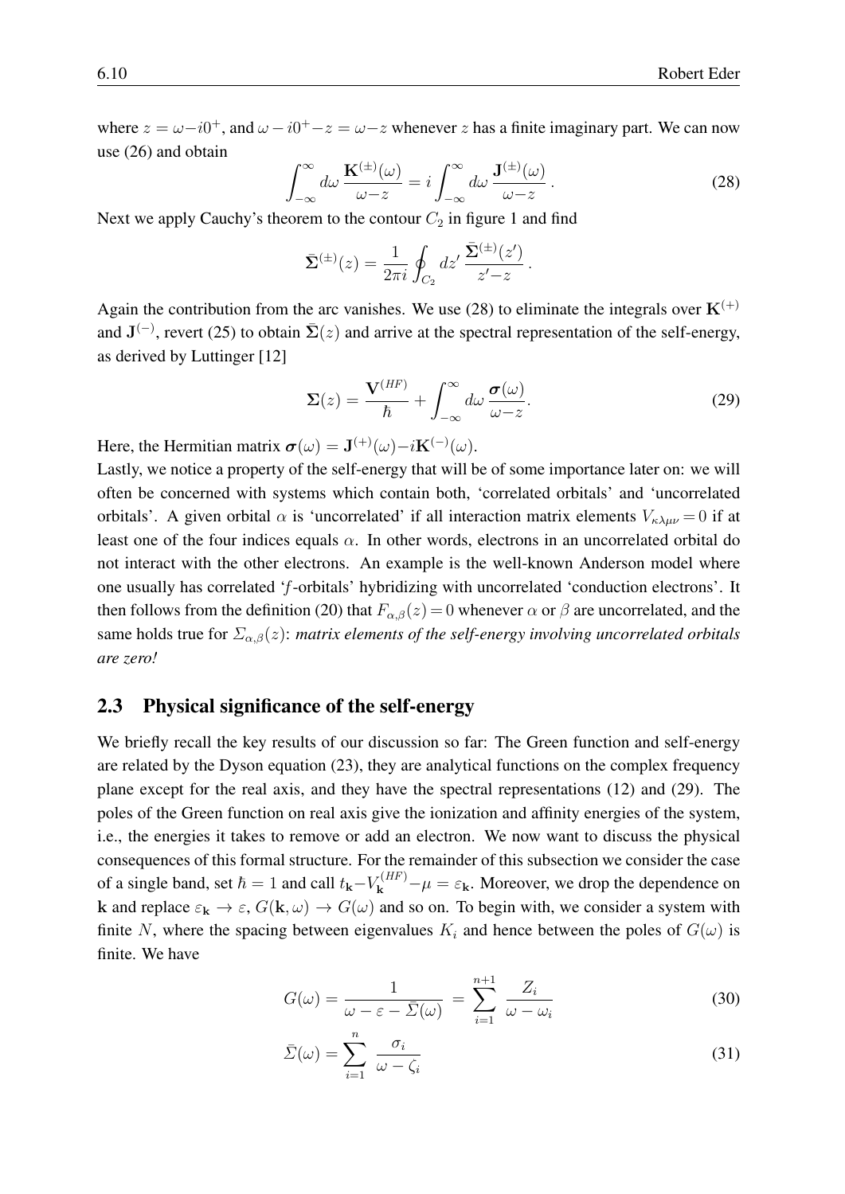where $z = \omega - i0^+$, and $\omega - i0^+ - z = \omega - z$ whenever $z$ has a finite imaginary part. We can now use (26) and obtain

$$\int_{-\infty}^{\infty} d\omega \, \frac{\mathbf{K}^{(\pm)}(\omega)}{\omega - z} = i \int_{-\infty}^{\infty} d\omega \, \frac{\mathbf{J}^{(\pm)}(\omega)}{\omega - z} \,. \tag{28}$$

Next we apply Cauchy's theorem to the contour $C_2$ in figure 1 and find

$$\bar{\mathbf{\Sigma}}^{(\pm)}(z) = \frac{1}{2\pi i} \oint_{C_2} dz' \, \frac{\bar{\mathbf{\Sigma}}^{(\pm)}(z')}{z' - z} \,.$$

Again the contribution from the arc vanishes. We use (28) to eliminate the integrals over $\mathbf{K}^{(+)}$ and $\mathbf{J}^{(-)}$, revert (25) to obtain $\bar{\mathbf{\Sigma}}(z)$ and arrive at the spectral representation of the self-energy, as derived by Luttinger [12]

$$\mathbf{\Sigma}(z) = \frac{\mathbf{V}^{(HF)}}{\hbar} + \int_{-\infty}^{\infty} d\omega \, \frac{\boldsymbol{\sigma}(\omega)}{\omega - z}. \tag{29}$$

Here, the Hermitian matrix $\boldsymbol{\sigma}(\omega) = \mathbf{J}^{(+)}(\omega) - i\mathbf{K}^{(-)}(\omega)$.

Lastly, we notice a property of the self-energy that will be of some importance later on: we will often be concerned with systems which contain both, 'correlated orbitals' and 'uncorrelated orbitals'. A given orbital $\alpha$ is 'uncorrelated' if all interaction matrix elements $V_{\kappa\lambda\mu\nu} = 0$ if at least one of the four indices equals $\alpha$. In other words, electrons in an uncorrelated orbital do not interact with the other electrons. An example is the well-known Anderson model where one usually has correlated '$f$-orbitals' hybridizing with uncorrelated 'conduction electrons'. It then follows from the definition (20) that $F_{\alpha,\beta}(z) = 0$ whenever $\alpha$ or $\beta$ are uncorrelated, and the same holds true for $\Sigma_{\alpha,\beta}(z)$: *matrix elements of the self-energy involving uncorrelated orbitals are zero!*

## 2.3 Physical significance of the self-energy

We briefly recall the key results of our discussion so far: The Green function and self-energy are related by the Dyson equation (23), they are analytical functions on the complex frequency plane except for the real axis, and they have the spectral representations (12) and (29). The poles of the Green function on real axis give the ionization and affinity energies of the system, i.e., the energies it takes to remove or add an electron. We now want to discuss the physical consequences of this formal structure. For the remainder of this subsection we consider the case of a single band, set $\hbar = 1$ and call $t_{\mathbf{k}} - V_{\mathbf{k}}^{(HF)} - \mu = \varepsilon_{\mathbf{k}}$. Moreover, we drop the dependence on $\mathbf{k}$ and replace $\varepsilon_{\mathbf{k}} \to \varepsilon$, $G(\mathbf{k}, \omega) \to G(\omega)$ and so on. To begin with, we consider a system with finite $N$, where the spacing between eigenvalues $K_i$ and hence between the poles of $G(\omega)$ is finite. We have

$$G(\omega) = \frac{1}{\omega - \varepsilon - \bar{\Sigma}(\omega)} = \sum_{i=1}^{n+1} \frac{Z_i}{\omega - \omega_i} \tag{30}$$

$$\bar{\Sigma}(\omega) = \sum_{i=1}^{n} \frac{\sigma_i}{\omega - \zeta_i} \tag{31}$$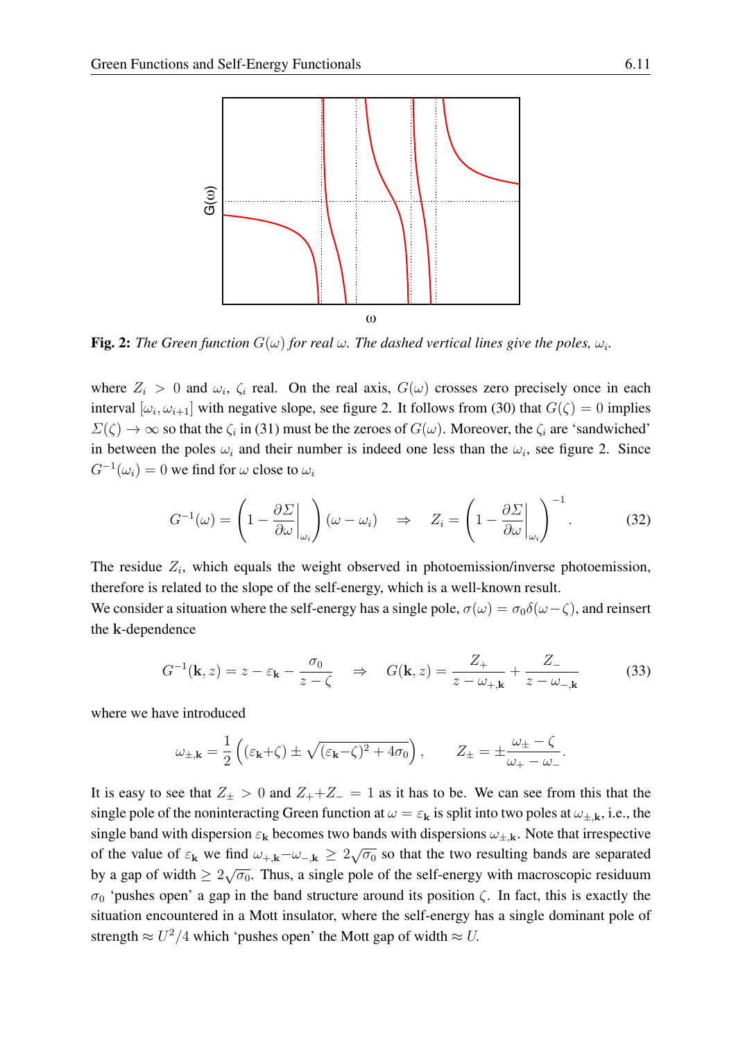**Fig. 2:** *The Green function $G(\omega)$ for real $\omega$. The dashed vertical lines give the poles, $\omega_i$.*

where $Z_i > 0$ and $\omega_i$, $\zeta_i$ real. On the real axis, $G(\omega)$ crosses zero precisely once in each interval $[\omega_i, \omega_{i+1}]$ with negative slope, see figure 2. It follows from (30) that $G(\zeta) = 0$ implies $\Sigma(\zeta) \to \infty$ so that the $\zeta_i$ in (31) must be the zeroes of $G(\omega)$. Moreover, the $\zeta_i$ are 'sandwiched' in between the poles $\omega_i$ and their number is indeed one less than the $\omega_i$, see figure 2. Since $G^{-1}(\omega_i) = 0$ we find for $\omega$ close to $\omega_i$

$$G^{-1}(\omega) = \left(1 - \left.\frac{\partial \Sigma}{\partial \omega}\right|_{\omega_i}\right)(\omega - \omega_i) \quad \Rightarrow \quad Z_i = \left(1 - \left.\frac{\partial \Sigma}{\partial \omega}\right|_{\omega_i}\right)^{-1}. \tag{32}$$

The residue $Z_i$, which equals the weight observed in photoemission/inverse photoemission, therefore is related to the slope of the self-energy, which is a well-known result.
We consider a situation where the self-energy has a single pole, $\sigma(\omega) = \sigma_0 \delta(\omega - \zeta)$, and reinsert the $\mathbf{k}$-dependence

$$G^{-1}(\mathbf{k}, z) = z - \varepsilon_{\mathbf{k}} - \frac{\sigma_0}{z - \zeta} \quad \Rightarrow \quad G(\mathbf{k}, z) = \frac{Z_+}{z - \omega_{+,\mathbf{k}}} + \frac{Z_-}{z - \omega_{-,\mathbf{k}}} \tag{33}$$

where we have introduced

$$\omega_{\pm,\mathbf{k}} = \frac{1}{2}\left((\varepsilon_{\mathbf{k}} + \zeta) \pm \sqrt{(\varepsilon_{\mathbf{k}} - \zeta)^2 + 4\sigma_0}\right), \qquad Z_{\pm} = \pm \frac{\omega_{\pm} - \zeta}{\omega_+ - \omega_-}.$$

It is easy to see that $Z_{\pm} > 0$ and $Z_+ + Z_- = 1$ as it has to be. We can see from this that the single pole of the noninteracting Green function at $\omega = \varepsilon_{\mathbf{k}}$ is split into two poles at $\omega_{\pm,\mathbf{k}}$, i.e., the single band with dispersion $\varepsilon_{\mathbf{k}}$ becomes two bands with dispersions $\omega_{\pm,\mathbf{k}}$. Note that irrespective of the value of $\varepsilon_{\mathbf{k}}$ we find $\omega_{+,\mathbf{k}} - \omega_{-,\mathbf{k}} \geq 2\sqrt{\sigma_0}$ so that the two resulting bands are separated by a gap of width $\geq 2\sqrt{\sigma_0}$. Thus, a single pole of the self-energy with macroscopic residuum $\sigma_0$ 'pushes open' a gap in the band structure around its position $\zeta$. In fact, this is exactly the situation encountered in a Mott insulator, where the self-energy has a single dominant pole of strength $\approx U^2/4$ which 'pushes open' the Mott gap of width $\approx U$.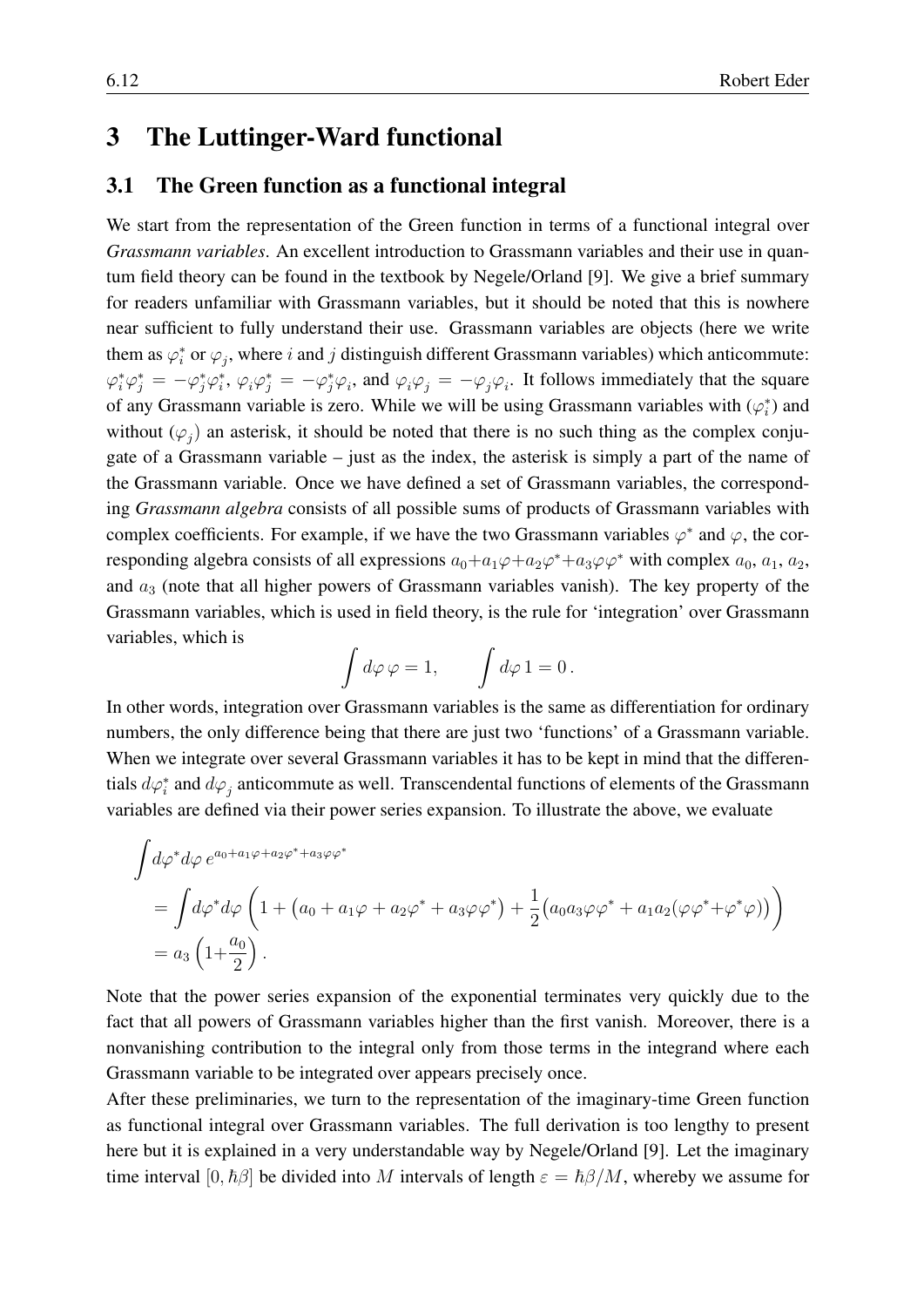# 3 The Luttinger-Ward functional

## 3.1 The Green function as a functional integral

We start from the representation of the Green function in terms of a functional integral over *Grassmann variables*. An excellent introduction to Grassmann variables and their use in quantum field theory can be found in the textbook by Negele/Orland [9]. We give a brief summary for readers unfamiliar with Grassmann variables, but it should be noted that this is nowhere near sufficient to fully understand their use. Grassmann variables are objects (here we write them as $\varphi_i^*$ or $\varphi_j$, where $i$ and $j$ distinguish different Grassmann variables) which anticommute: $\varphi_i^*\varphi_j^* = -\varphi_j^*\varphi_i^*$, $\varphi_i\varphi_j^* = -\varphi_j^*\varphi_i$, and $\varphi_i\varphi_j = -\varphi_j\varphi_i$. It follows immediately that the square of any Grassmann variable is zero. While we will be using Grassmann variables with ($\varphi_i^*$) and without ($\varphi_j$) an asterisk, it should be noted that there is no such thing as the complex conjugate of a Grassmann variable – just as the index, the asterisk is simply a part of the name of the Grassmann variable. Once we have defined a set of Grassmann variables, the corresponding *Grassmann algebra* consists of all possible sums of products of Grassmann variables with complex coefficients. For example, if we have the two Grassmann variables $\varphi^*$ and $\varphi$, the corresponding algebra consists of all expressions $a_0+a_1\varphi+a_2\varphi^*+a_3\varphi\varphi^*$ with complex $a_0$, $a_1$, $a_2$, and $a_3$ (note that all higher powers of Grassmann variables vanish). The key property of the Grassmann variables, which is used in field theory, is the rule for 'integration' over Grassmann variables, which is

$$\int d\varphi\,\varphi = 1, \qquad \int d\varphi\, 1 = 0\,.$$

In other words, integration over Grassmann variables is the same as differentiation for ordinary numbers, the only difference being that there are just two 'functions' of a Grassmann variable. When we integrate over several Grassmann variables it has to be kept in mind that the differentials $d\varphi_i^*$ and $d\varphi_j$ anticommute as well. Transcendental functions of elements of the Grassmann variables are defined via their power series expansion. To illustrate the above, we evaluate

$$\begin{aligned}
&\int d\varphi^* d\varphi\, e^{a_0+a_1\varphi+a_2\varphi^*+a_3\varphi\varphi^*} \\
&= \int d\varphi^* d\varphi \left(1 + \left(a_0 + a_1\varphi + a_2\varphi^* + a_3\varphi\varphi^*\right) + \frac{1}{2}\left(a_0 a_3\varphi\varphi^* + a_1 a_2(\varphi\varphi^* + \varphi^*\varphi)\right)\right) \\
&= a_3\left(1 + \frac{a_0}{2}\right).
\end{aligned}$$

Note that the power series expansion of the exponential terminates very quickly due to the fact that all powers of Grassmann variables higher than the first vanish. Moreover, there is a nonvanishing contribution to the integral only from those terms in the integrand where each Grassmann variable to be integrated over appears precisely once.

After these preliminaries, we turn to the representation of the imaginary-time Green function as functional integral over Grassmann variables. The full derivation is too lengthy to present here but it is explained in a very understandable way by Negele/Orland [9]. Let the imaginary time interval $[0, \hbar\beta]$ be divided into $M$ intervals of length $\varepsilon = \hbar\beta/M$, whereby we assume for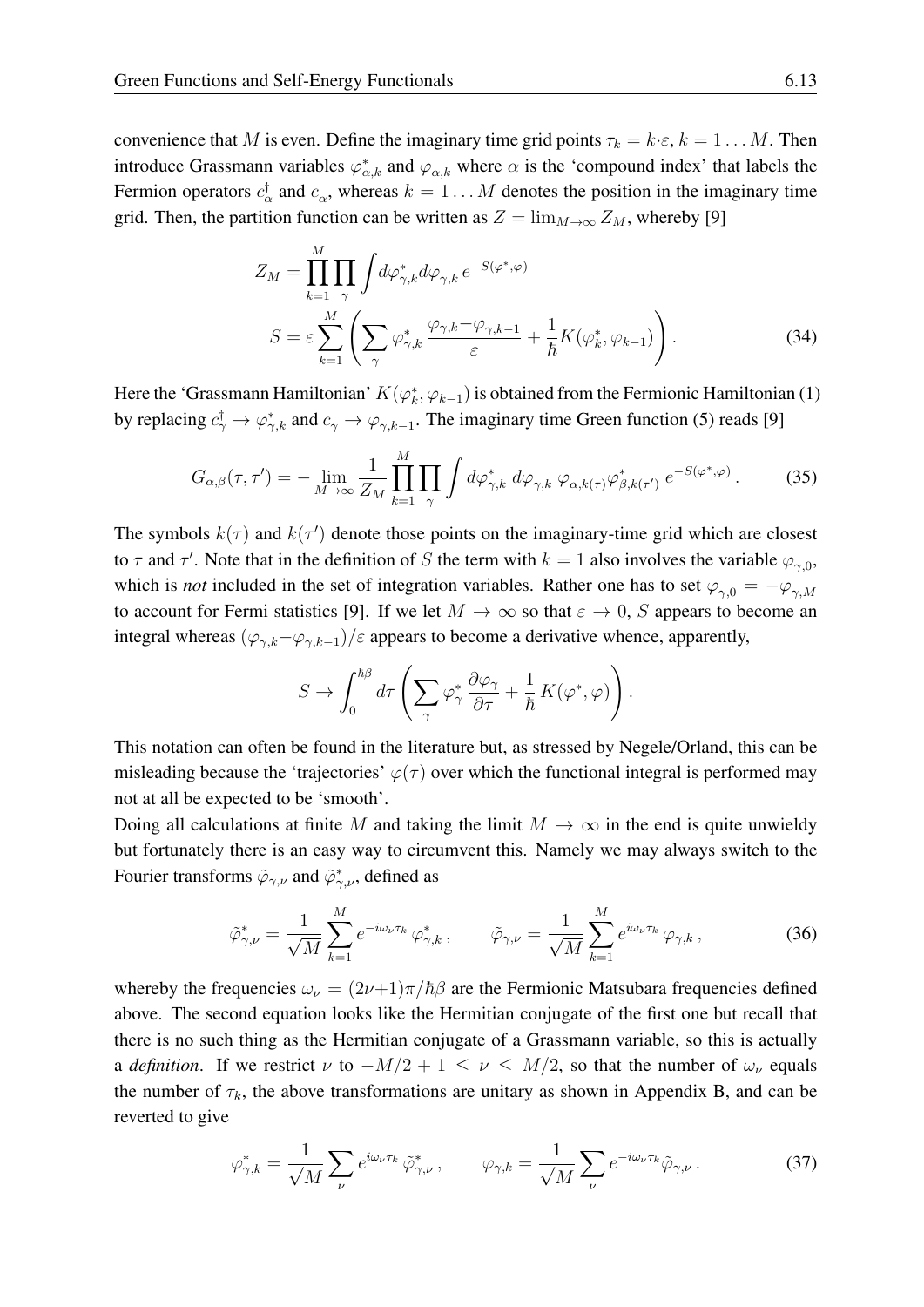convenience that $M$ is even. Define the imaginary time grid points $\tau_k = k\cdot\varepsilon$, $k = 1\ldots M$. Then introduce Grassmann variables $\varphi^*_{\alpha,k}$ and $\varphi_{\alpha,k}$ where $\alpha$ is the 'compound index' that labels the Fermion operators $c^\dagger_\alpha$ and $c_\alpha$, whereas $k = 1\ldots M$ denotes the position in the imaginary time grid. Then, the partition function can be written as $Z = \lim_{M\to\infty} Z_M$, whereby [9]

$$
\begin{aligned}
Z_M &= \prod_{k=1}^{M}\prod_{\gamma}\int d\varphi^*_{\gamma,k}d\varphi_{\gamma,k}\, e^{-S(\varphi^*,\varphi)} \\
S &= \varepsilon\sum_{k=1}^{M}\left(\sum_{\gamma}\varphi^*_{\gamma,k}\,\frac{\varphi_{\gamma,k}-\varphi_{\gamma,k-1}}{\varepsilon} + \frac{1}{\hbar}K(\varphi^*_k,\varphi_{k-1})\right).
\end{aligned}
\tag{34}
$$

Here the 'Grassmann Hamiltonian' $K(\varphi^*_k,\varphi_{k-1})$ is obtained from the Fermionic Hamiltonian (1) by replacing $c^\dagger_\gamma \to \varphi^*_{\gamma,k}$ and $c_\gamma \to \varphi_{\gamma,k-1}$. The imaginary time Green function (5) reads [9]

$$
G_{\alpha,\beta}(\tau,\tau') = -\lim_{M\to\infty}\frac{1}{Z_M}\prod_{k=1}^{M}\prod_{\gamma}\int d\varphi^*_{\gamma,k}\;d\varphi_{\gamma,k}\;\varphi_{\alpha,k(\tau)}\varphi^*_{\beta,k(\tau')}\;e^{-S(\varphi^*,\varphi)}\,. \tag{35}
$$

The symbols $k(\tau)$ and $k(\tau')$ denote those points on the imaginary-time grid which are closest to $\tau$ and $\tau'$. Note that in the definition of $S$ the term with $k = 1$ also involves the variable $\varphi_{\gamma,0}$, which is *not* included in the set of integration variables. Rather one has to set $\varphi_{\gamma,0} = -\varphi_{\gamma,M}$ to account for Fermi statistics [9]. If we let $M \to \infty$ so that $\varepsilon \to 0$, $S$ appears to become an integral whereas $(\varphi_{\gamma,k}-\varphi_{\gamma,k-1})/\varepsilon$ appears to become a derivative whence, apparently,

$$
S \to \int_0^{\hbar\beta} d\tau\left(\sum_\gamma \varphi^*_\gamma\,\frac{\partial\varphi_\gamma}{\partial\tau} + \frac{1}{\hbar}\,K(\varphi^*,\varphi)\right).
$$

This notation can often be found in the literature but, as stressed by Negele/Orland, this can be misleading because the 'trajectories' $\varphi(\tau)$ over which the functional integral is performed may not at all be expected to be 'smooth'.

Doing all calculations at finite $M$ and taking the limit $M \to \infty$ in the end is quite unwieldy but fortunately there is an easy way to circumvent this. Namely we may always switch to the Fourier transforms $\tilde\varphi_{\gamma,\nu}$ and $\tilde\varphi^*_{\gamma,\nu}$, defined as

$$
\tilde\varphi^*_{\gamma,\nu} = \frac{1}{\sqrt{M}}\sum_{k=1}^{M} e^{-i\omega_\nu\tau_k}\,\varphi^*_{\gamma,k}\,, \qquad \tilde\varphi_{\gamma,\nu} = \frac{1}{\sqrt{M}}\sum_{k=1}^{M} e^{i\omega_\nu\tau_k}\,\varphi_{\gamma,k}\,, \tag{36}
$$

whereby the frequencies $\omega_\nu = (2\nu{+}1)\pi/\hbar\beta$ are the Fermionic Matsubara frequencies defined above. The second equation looks like the Hermitian conjugate of the first one but recall that there is no such thing as the Hermitian conjugate of a Grassmann variable, so this is actually a *definition*. If we restrict $\nu$ to $-M/2+1 \le \nu \le M/2$, so that the number of $\omega_\nu$ equals the number of $\tau_k$, the above transformations are unitary as shown in Appendix B, and can be reverted to give

$$
\varphi^*_{\gamma,k} = \frac{1}{\sqrt{M}}\sum_{\nu} e^{i\omega_\nu\tau_k}\,\tilde\varphi^*_{\gamma,\nu}\,, \qquad \varphi_{\gamma,k} = \frac{1}{\sqrt{M}}\sum_{\nu} e^{-i\omega_\nu\tau_k}\tilde\varphi_{\gamma,\nu}\,. \tag{37}
$$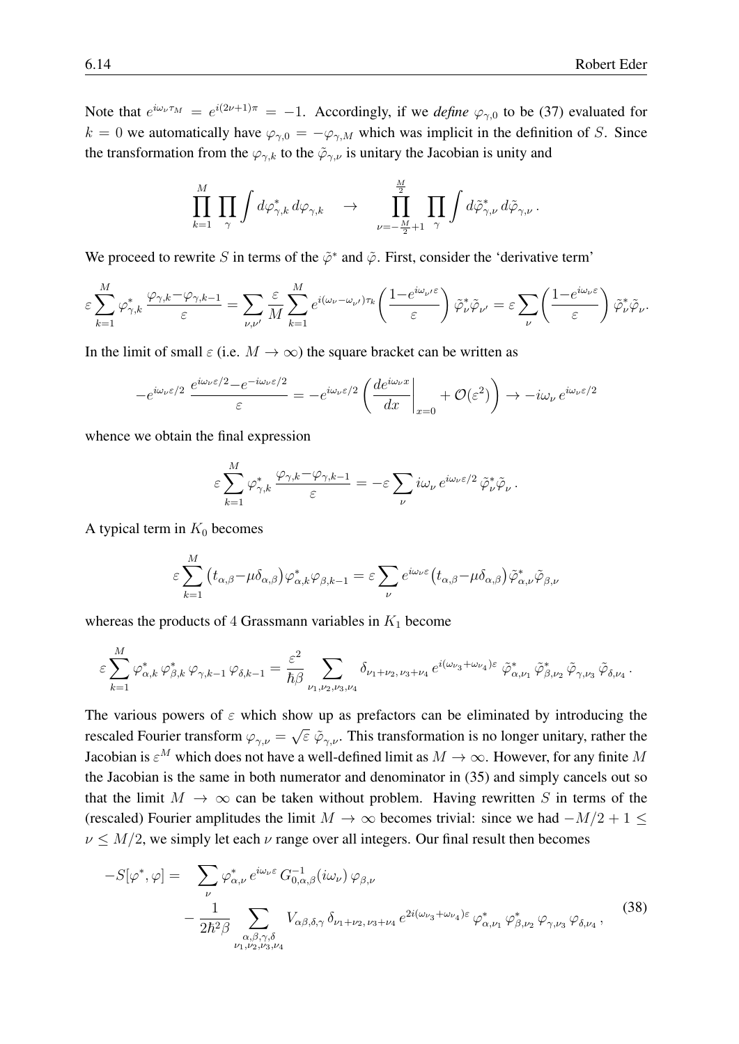Note that $e^{i\omega_\nu \tau_M} = e^{i(2\nu+1)\pi} = -1$. Accordingly, if we *define* $\varphi_{\gamma,0}$ to be (37) evaluated for $k=0$ we automatically have $\varphi_{\gamma,0} = -\varphi_{\gamma,M}$ which was implicit in the definition of $S$. Since the transformation from the $\varphi_{\gamma,k}$ to the $\tilde{\varphi}_{\gamma,\nu}$ is unitary the Jacobian is unity and

$$\prod_{k=1}^{M} \prod_{\gamma} \int d\varphi^*_{\gamma,k}\, d\varphi_{\gamma,k} \quad \rightarrow \quad \prod_{\nu=-\frac{M}{2}+1}^{\frac{M}{2}} \prod_{\gamma} \int d\tilde{\varphi}^*_{\gamma,\nu}\, d\tilde{\varphi}_{\gamma,\nu}\,.$$

We proceed to rewrite $S$ in terms of the $\tilde{\varphi}^*$ and $\tilde{\varphi}$. First, consider the 'derivative term'

$$\varepsilon \sum_{k=1}^{M} \varphi^*_{\gamma,k} \, \frac{\varphi_{\gamma,k} - \varphi_{\gamma,k-1}}{\varepsilon} = \sum_{\nu,\nu'} \frac{\varepsilon}{M} \sum_{k=1}^{M} e^{i(\omega_\nu - \omega_{\nu'})\tau_k} \left( \frac{1 - e^{i\omega_{\nu'}\varepsilon}}{\varepsilon} \right) \tilde{\varphi}^*_\nu \tilde{\varphi}_{\nu'} = \varepsilon \sum_{\nu} \left( \frac{1 - e^{i\omega_\nu \varepsilon}}{\varepsilon} \right) \tilde{\varphi}^*_\nu \tilde{\varphi}_\nu.$$

In the limit of small $\varepsilon$ (i.e. $M \rightarrow \infty$) the square bracket can be written as

$$-e^{i\omega_\nu \varepsilon/2} \, \frac{e^{i\omega_\nu \varepsilon/2} - e^{-i\omega_\nu \varepsilon/2}}{\varepsilon} = -e^{i\omega_\nu \varepsilon/2} \left( \left. \frac{d e^{i\omega_\nu x}}{dx} \right|_{x=0} + \mathcal{O}(\varepsilon^2) \right) \rightarrow -i\omega_\nu \, e^{i\omega_\nu \varepsilon/2}$$

whence we obtain the final expression

$$\varepsilon \sum_{k=1}^{M} \varphi^*_{\gamma,k} \, \frac{\varphi_{\gamma,k} - \varphi_{\gamma,k-1}}{\varepsilon} = -\varepsilon \sum_{\nu} i\omega_\nu \, e^{i\omega_\nu \varepsilon/2} \, \tilde{\varphi}^*_\nu \tilde{\varphi}_\nu\,.$$

A typical term in $K_0$ becomes

$$\varepsilon \sum_{k=1}^{M} \left( t_{\alpha,\beta} - \mu \delta_{\alpha,\beta} \right) \varphi^*_{\alpha,k} \varphi_{\beta,k-1} = \varepsilon \sum_{\nu} e^{i\omega_\nu \varepsilon} \left( t_{\alpha,\beta} - \mu \delta_{\alpha,\beta} \right) \tilde{\varphi}^*_{\alpha,\nu} \tilde{\varphi}_{\beta,\nu}$$

whereas the products of 4 Grassmann variables in $K_1$ become

$$\varepsilon \sum_{k=1}^{M} \varphi^*_{\alpha,k}\, \varphi^*_{\beta,k}\, \varphi_{\gamma,k-1}\, \varphi_{\delta,k-1} = \frac{\varepsilon^2}{\hbar\beta} \sum_{\nu_1,\nu_2,\nu_3,\nu_4} \delta_{\nu_1+\nu_2,\,\nu_3+\nu_4}\, e^{i(\omega_{\nu_3}+\omega_{\nu_4})\varepsilon}\; \tilde{\varphi}^*_{\alpha,\nu_1}\, \tilde{\varphi}^*_{\beta,\nu_2}\, \tilde{\varphi}_{\gamma,\nu_3}\, \tilde{\varphi}_{\delta,\nu_4}\,.$$

The various powers of $\varepsilon$ which show up as prefactors can be eliminated by introducing the rescaled Fourier transform $\varphi_{\gamma,\nu} = \sqrt{\varepsilon}\, \tilde{\varphi}_{\gamma,\nu}$. This transformation is no longer unitary, rather the Jacobian is $\varepsilon^M$ which does not have a well-defined limit as $M \rightarrow \infty$. However, for any finite $M$ the Jacobian is the same in both numerator and denominator in (35) and simply cancels out so that the limit $M \rightarrow \infty$ can be taken without problem. Having rewritten $S$ in terms of the (rescaled) Fourier amplitudes the limit $M \rightarrow \infty$ becomes trivial: since we had $-M/2+1 \leq \nu \leq M/2$, we simply let each $\nu$ range over all integers. Our final result then becomes

$$\begin{aligned} -S[\varphi^*, \varphi] = \;& \sum_{\nu} \varphi^*_{\alpha,\nu}\, e^{i\omega_\nu \varepsilon}\, G^{-1}_{0,\alpha,\beta}(i\omega_\nu)\, \varphi_{\beta,\nu} \\ & - \frac{1}{2\hbar^2\beta} \sum_{\substack{\alpha,\beta,\gamma,\delta \\ \nu_1,\nu_2,\nu_3,\nu_4}} V_{\alpha\beta,\delta,\gamma}\, \delta_{\nu_1+\nu_2,\,\nu_3+\nu_4}\, e^{2i(\omega_{\nu_3}+\omega_{\nu_4})\varepsilon}\, \varphi^*_{\alpha,\nu_1}\, \varphi^*_{\beta,\nu_2}\, \varphi_{\gamma,\nu_3}\, \varphi_{\delta,\nu_4}\,, \end{aligned} \tag{38}$$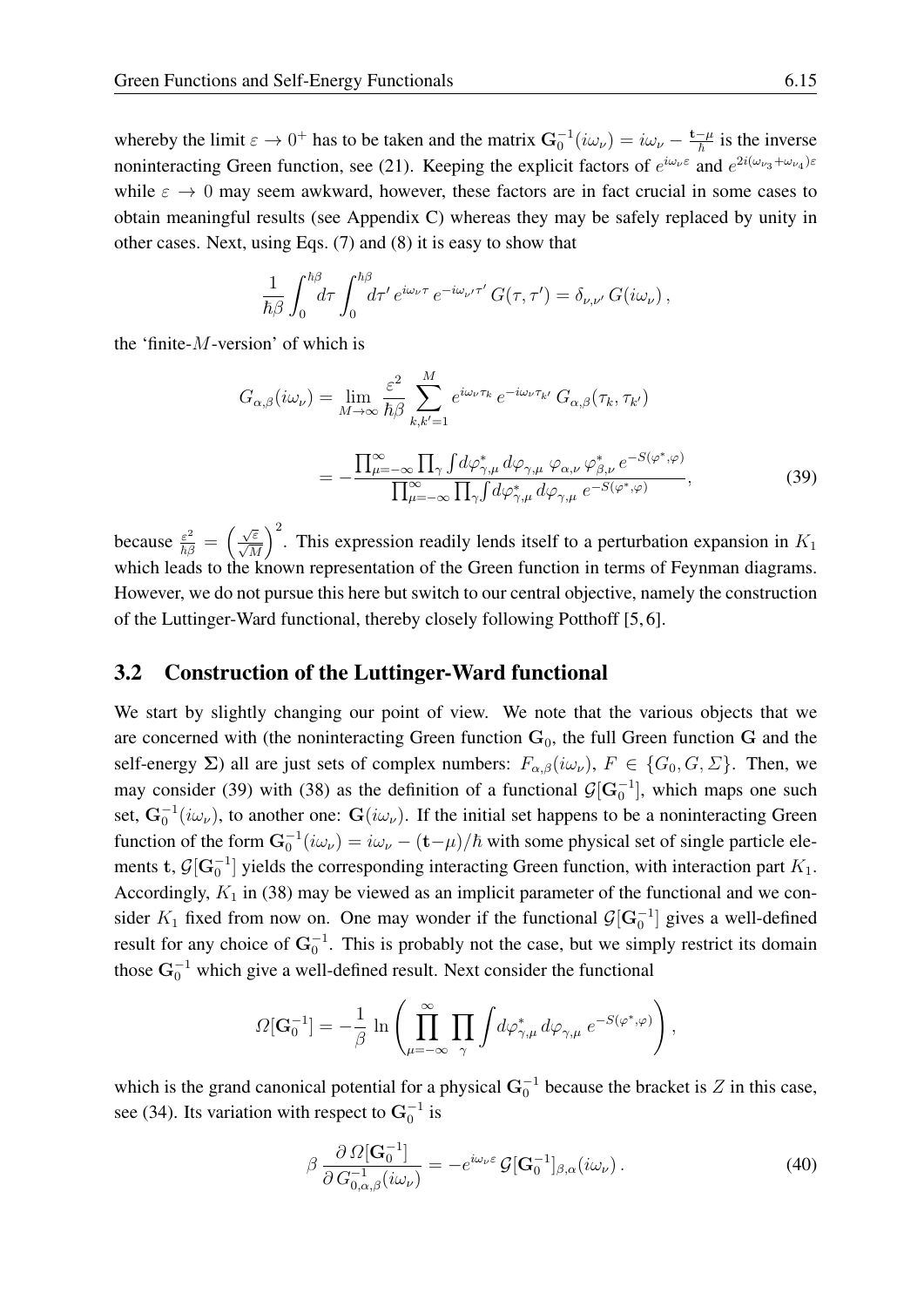whereby the limit $\varepsilon \to 0^+$ has to be taken and the matrix $\mathbf{G}_0^{-1}(i\omega_\nu) = i\omega_\nu - \frac{\mathbf{t}-\mu}{\hbar}$ is the inverse noninteracting Green function, see (21). Keeping the explicit factors of $e^{i\omega_\nu\varepsilon}$ and $e^{2i(\omega_{\nu_3}+\omega_{\nu_4})\varepsilon}$ while $\varepsilon \to 0$ may seem awkward, however, these factors are in fact crucial in some cases to obtain meaningful results (see Appendix C) whereas they may be safely replaced by unity in other cases. Next, using Eqs. (7) and (8) it is easy to show that

$$\frac{1}{\hbar\beta}\int_0^{\hbar\beta} d\tau \int_0^{\hbar\beta} d\tau'\, e^{i\omega_\nu\tau}\, e^{-i\omega_{\nu'}\tau'}\, G(\tau,\tau') = \delta_{\nu,\nu'}\, G(i\omega_\nu)\,,$$

the 'finite-$M$-version' of which is

$$\begin{aligned} G_{\alpha,\beta}(i\omega_\nu) &= \lim_{M\to\infty} \frac{\varepsilon^2}{\hbar\beta} \sum_{k,k'=1}^{M} e^{i\omega_\nu\tau_k}\, e^{-i\omega_\nu\tau_{k'}}\, G_{\alpha,\beta}(\tau_k,\tau_{k'}) \\ &= -\frac{\prod_{\mu=-\infty}^{\infty}\prod_\gamma \int d\varphi^*_{\gamma,\mu}\, d\varphi_{\gamma,\mu}\, \varphi_{\alpha,\nu}\, \varphi^*_{\beta,\nu}\, e^{-S(\varphi^*,\varphi)}}{\prod_{\mu=-\infty}^{\infty}\prod_\gamma \int d\varphi^*_{\gamma,\mu}\, d\varphi_{\gamma,\mu}\, e^{-S(\varphi^*,\varphi)}}, \end{aligned} \tag{39}$$

because $\frac{\varepsilon^2}{\hbar\beta} = \left(\frac{\sqrt{\varepsilon}}{\sqrt{M}}\right)^2$. This expression readily lends itself to a perturbation expansion in $K_1$ which leads to the known representation of the Green function in terms of Feynman diagrams. However, we do not pursue this here but switch to our central objective, namely the construction of the Luttinger-Ward functional, thereby closely following Potthoff [5, 6].

## 3.2 Construction of the Luttinger-Ward functional

We start by slightly changing our point of view. We note that the various objects that we are concerned with (the noninteracting Green function $\mathbf{G}_0$, the full Green function $\mathbf{G}$ and the self-energy $\mathbf{\Sigma}$) all are just sets of complex numbers: $F_{\alpha,\beta}(i\omega_\nu)$, $F \in \{G_0, G, \Sigma\}$. Then, we may consider (39) with (38) as the definition of a functional $\mathcal{G}[\mathbf{G}_0^{-1}]$, which maps one such set, $\mathbf{G}_0^{-1}(i\omega_\nu)$, to another one: $\mathbf{G}(i\omega_\nu)$. If the initial set happens to be a noninteracting Green function of the form $\mathbf{G}_0^{-1}(i\omega_\nu) = i\omega_\nu - (\mathbf{t}-\mu)/\hbar$ with some physical set of single particle elements $\mathbf{t}$, $\mathcal{G}[\mathbf{G}_0^{-1}]$ yields the corresponding interacting Green function, with interaction part $K_1$. Accordingly, $K_1$ in (38) may be viewed as an implicit parameter of the functional and we consider $K_1$ fixed from now on. One may wonder if the functional $\mathcal{G}[\mathbf{G}_0^{-1}]$ gives a well-defined result for any choice of $\mathbf{G}_0^{-1}$. This is probably not the case, but we simply restrict its domain those $\mathbf{G}_0^{-1}$ which give a well-defined result. Next consider the functional

$$\Omega[\mathbf{G}_0^{-1}] = -\frac{1}{\beta}\,\ln\left(\prod_{\mu=-\infty}^{\infty}\prod_\gamma \int d\varphi^*_{\gamma,\mu}\, d\varphi_{\gamma,\mu}\, e^{-S(\varphi^*,\varphi)}\right),$$

which is the grand canonical potential for a physical $\mathbf{G}_0^{-1}$ because the bracket is $Z$ in this case, see (34). Its variation with respect to $\mathbf{G}_0^{-1}$ is

$$\beta\,\frac{\partial\,\Omega[\mathbf{G}_0^{-1}]}{\partial\, G^{-1}_{0,\alpha,\beta}(i\omega_\nu)} = -e^{i\omega_\nu\varepsilon}\,\mathcal{G}[\mathbf{G}_0^{-1}]_{\beta,\alpha}(i\omega_\nu)\,. \tag{40}$$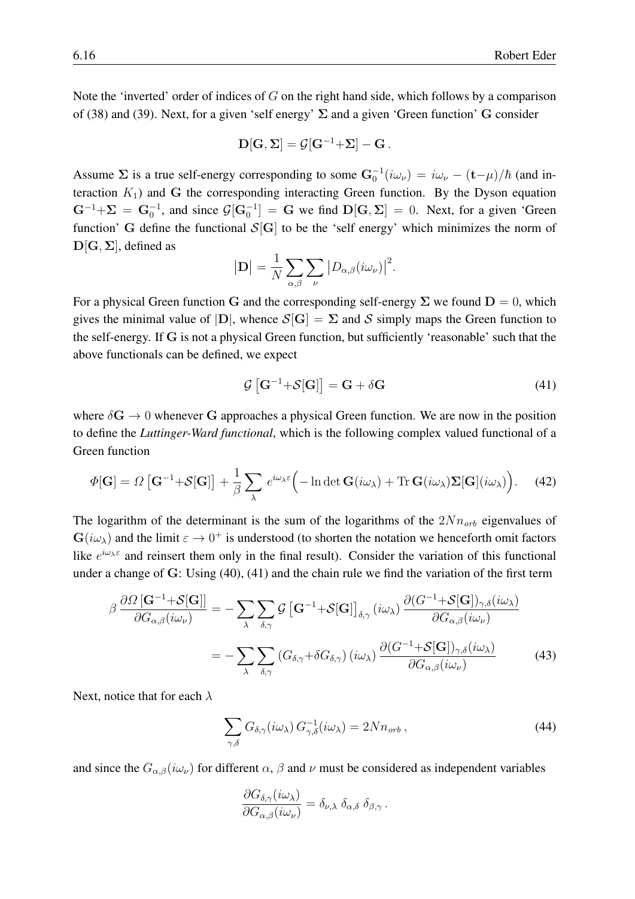Note the 'inverted' order of indices of $G$ on the right hand side, which follows by a comparison of (38) and (39). Next, for a given 'self energy' $\mathbf{\Sigma}$ and a given 'Green function' $\mathbf{G}$ consider

$$\mathbf{D}[\mathbf{G},\mathbf{\Sigma}] = \mathcal{G}[\mathbf{G}^{-1}+\mathbf{\Sigma}] - \mathbf{G}\,.$$

Assume $\mathbf{\Sigma}$ is a true self-energy corresponding to some $\mathbf{G}_0^{-1}(i\omega_\nu) = i\omega_\nu - (\mathbf{t}-\mu)/\hbar$ (and interaction $K_1$) and $\mathbf{G}$ the corresponding interacting Green function. By the Dyson equation $\mathbf{G}^{-1}+\mathbf{\Sigma} = \mathbf{G}_0^{-1}$, and since $\mathcal{G}[\mathbf{G}_0^{-1}] = \mathbf{G}$ we find $\mathbf{D}[\mathbf{G},\mathbf{\Sigma}] = 0$. Next, for a given 'Green function' $\mathbf{G}$ define the functional $\mathcal{S}[\mathbf{G}]$ to be the 'self energy' which minimizes the norm of $\mathbf{D}[\mathbf{G},\mathbf{\Sigma}]$, defined as

$$\big|\mathbf{D}\big| = \frac{1}{N}\sum_{\alpha,\beta}\sum_{\nu}\big|D_{\alpha,\beta}(i\omega_\nu)\big|^2.$$

For a physical Green function $\mathbf{G}$ and the corresponding self-energy $\mathbf{\Sigma}$ we found $\mathbf{D}=0$, which gives the minimal value of $|\mathbf{D}|$, whence $\mathcal{S}[\mathbf{G}] = \mathbf{\Sigma}$ and $\mathcal{S}$ simply maps the Green function to the self-energy. If $\mathbf{G}$ is not a physical Green function, but sufficiently 'reasonable' such that the above functionals can be defined, we expect

$$\mathcal{G}\left[\mathbf{G}^{-1}+\mathcal{S}[\mathbf{G}]\right] = \mathbf{G} + \delta\mathbf{G} \tag{41}$$

where $\delta\mathbf{G} \to 0$ whenever $\mathbf{G}$ approaches a physical Green function. We are now in the position to define the ***Luttinger-Ward functional***, which is the following complex valued functional of a Green function

$$\varPhi[\mathbf{G}] = \varOmega\left[\mathbf{G}^{-1}+\mathcal{S}[\mathbf{G}]\right] + \frac{1}{\beta}\sum_{\lambda} e^{i\omega_\lambda\varepsilon}\Big(-\ln\det\mathbf{G}(i\omega_\lambda) + \mathrm{Tr}\,\mathbf{G}(i\omega_\lambda)\mathbf{\Sigma}[\mathbf{G}](i\omega_\lambda)\Big). \tag{42}$$

The logarithm of the determinant is the sum of the logarithms of the $2Nn_{orb}$ eigenvalues of $\mathbf{G}(i\omega_\lambda)$ and the limit $\varepsilon \to 0^+$ is understood (to shorten the notation we henceforth omit factors like $e^{i\omega_\lambda\varepsilon}$ and reinsert them only in the final result). Consider the variation of this functional under a change of $\mathbf{G}$: Using (40), (41) and the chain rule we find the variation of the first term

$$\begin{aligned}
\beta\,\frac{\partial\varOmega\left[\mathbf{G}^{-1}+\mathcal{S}[\mathbf{G}]\right]}{\partial G_{\alpha,\beta}(i\omega_\nu)} &= -\sum_{\lambda}\sum_{\delta,\gamma}\mathcal{G}\left[\mathbf{G}^{-1}+\mathcal{S}[\mathbf{G}]\right]_{\delta,\gamma}(i\omega_\lambda)\,\frac{\partial(G^{-1}+\mathcal{S}[\mathbf{G}])_{\gamma,\delta}(i\omega_\lambda)}{\partial G_{\alpha,\beta}(i\omega_\nu)} \\
&= -\sum_{\lambda}\sum_{\delta,\gamma}\left(G_{\delta,\gamma}+\delta G_{\delta,\gamma}\right)(i\omega_\lambda)\,\frac{\partial(G^{-1}+\mathcal{S}[\mathbf{G}])_{\gamma,\delta}(i\omega_\lambda)}{\partial G_{\alpha,\beta}(i\omega_\nu)}
\end{aligned} \tag{43}$$

Next, notice that for each $\lambda$

$$\sum_{\gamma,\delta} G_{\delta,\gamma}(i\omega_\lambda)\,G^{-1}_{\gamma,\delta}(i\omega_\lambda) = 2Nn_{orb}\,, \tag{44}$$

and since the $G_{\alpha,\beta}(i\omega_\nu)$ for different $\alpha$, $\beta$ and $\nu$ must be considered as independent variables

$$\frac{\partial G_{\delta,\gamma}(i\omega_\lambda)}{\partial G_{\alpha,\beta}(i\omega_\nu)} = \delta_{\nu,\lambda}\;\delta_{\alpha,\delta}\;\delta_{\beta,\gamma}\,.$$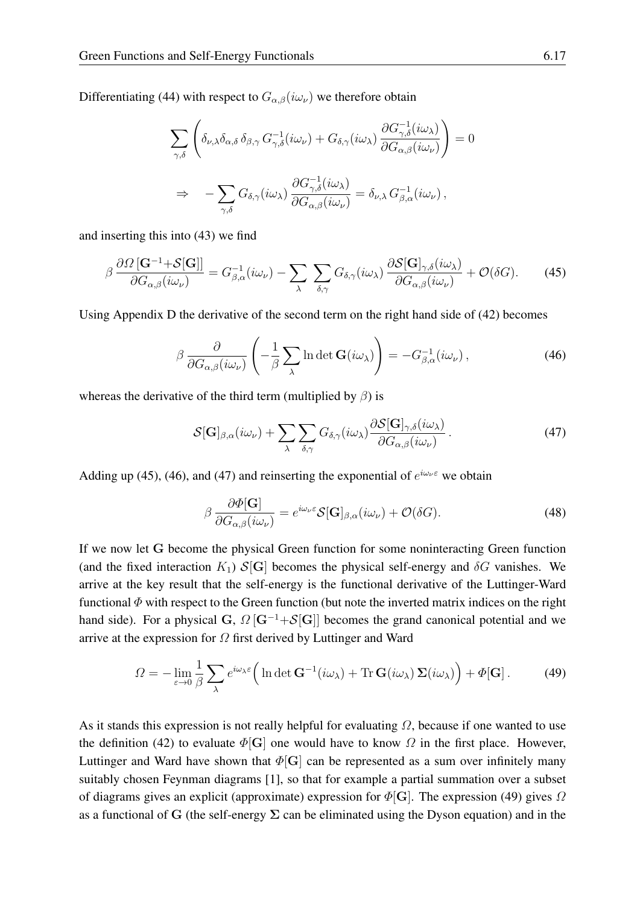Differentiating (44) with respect to $G_{\alpha,\beta}(i\omega_\nu)$ we therefore obtain

$$\sum_{\gamma,\delta}\left(\delta_{\nu,\lambda}\delta_{\alpha,\delta}\,\delta_{\beta,\gamma}\,G^{-1}_{\gamma,\delta}(i\omega_\nu)+G_{\delta,\gamma}(i\omega_\lambda)\,\frac{\partial G^{-1}_{\gamma,\delta}(i\omega_\lambda)}{\partial G_{\alpha,\beta}(i\omega_\nu)}\right)=0$$

$$\Rightarrow\quad -\sum_{\gamma,\delta}G_{\delta,\gamma}(i\omega_\lambda)\,\frac{\partial G^{-1}_{\gamma,\delta}(i\omega_\lambda)}{\partial G_{\alpha,\beta}(i\omega_\nu)}=\delta_{\nu,\lambda}\,G^{-1}_{\beta,\alpha}(i\omega_\nu)\,,$$

and inserting this into (43) we find

$$\beta\,\frac{\partial\Omega\left[\mathbf{G}^{-1}+\mathcal{S}[\mathbf{G}]\right]}{\partial G_{\alpha,\beta}(i\omega_\nu)}=G^{-1}_{\beta,\alpha}(i\omega_\nu)-\sum_\lambda\sum_{\delta,\gamma}G_{\delta,\gamma}(i\omega_\lambda)\,\frac{\partial\mathcal{S}[\mathbf{G}]_{\gamma,\delta}(i\omega_\lambda)}{\partial G_{\alpha,\beta}(i\omega_\nu)}+\mathcal{O}(\delta G). \tag{45}$$

Using Appendix D the derivative of the second term on the right hand side of (42) becomes

$$\beta\,\frac{\partial}{\partial G_{\alpha,\beta}(i\omega_\nu)}\left(-\frac{1}{\beta}\sum_\lambda\ln\det\mathbf{G}(i\omega_\lambda)\right)=-G^{-1}_{\beta,\alpha}(i\omega_\nu)\,, \tag{46}$$

whereas the derivative of the third term (multiplied by $\beta$) is

$$\mathcal{S}[\mathbf{G}]_{\beta,\alpha}(i\omega_\nu)+\sum_\lambda\sum_{\delta,\gamma}G_{\delta,\gamma}(i\omega_\lambda)\frac{\partial\mathcal{S}[\mathbf{G}]_{\gamma,\delta}(i\omega_\lambda)}{\partial G_{\alpha,\beta}(i\omega_\nu)}\,. \tag{47}$$

Adding up (45), (46), and (47) and reinserting the exponential of $e^{i\omega_\nu\varepsilon}$ we obtain

$$\beta\,\frac{\partial\Phi[\mathbf{G}]}{\partial G_{\alpha,\beta}(i\omega_\nu)}=e^{i\omega_\nu\varepsilon}\mathcal{S}[\mathbf{G}]_{\beta,\alpha}(i\omega_\nu)+\mathcal{O}(\delta G). \tag{48}$$

If we now let $\mathbf{G}$ become the physical Green function for some noninteracting Green function (and the fixed interaction $K_1$) $\mathcal{S}[\mathbf{G}]$ becomes the physical self-energy and $\delta G$ vanishes. We arrive at the key result that the self-energy is the functional derivative of the Luttinger-Ward functional $\Phi$ with respect to the Green function (but note the inverted matrix indices on the right hand side). For a physical $\mathbf{G}$, $\Omega\left[\mathbf{G}^{-1}+\mathcal{S}[\mathbf{G}]\right]$ becomes the grand canonical potential and we arrive at the expression for $\Omega$ first derived by Luttinger and Ward

$$\Omega=-\lim_{\varepsilon\to0}\frac{1}{\beta}\sum_\lambda e^{i\omega_\lambda\varepsilon}\Big(\ln\det\mathbf{G}^{-1}(i\omega_\lambda)+\mathrm{Tr}\,\mathbf{G}(i\omega_\lambda)\,\mathbf{\Sigma}(i\omega_\lambda)\Big)+\Phi[\mathbf{G}]\,. \tag{49}$$

As it stands this expression is not really helpful for evaluating $\Omega$, because if one wanted to use the definition (42) to evaluate $\Phi[\mathbf{G}]$ one would have to know $\Omega$ in the first place. However, Luttinger and Ward have shown that $\Phi[\mathbf{G}]$ can be represented as a sum over infinitely many suitably chosen Feynman diagrams [1], so that for example a partial summation over a subset of diagrams gives an explicit (approximate) expression for $\Phi[\mathbf{G}]$. The expression (49) gives $\Omega$ as a functional of $\mathbf{G}$ (the self-energy $\mathbf{\Sigma}$ can be eliminated using the Dyson equation) and in the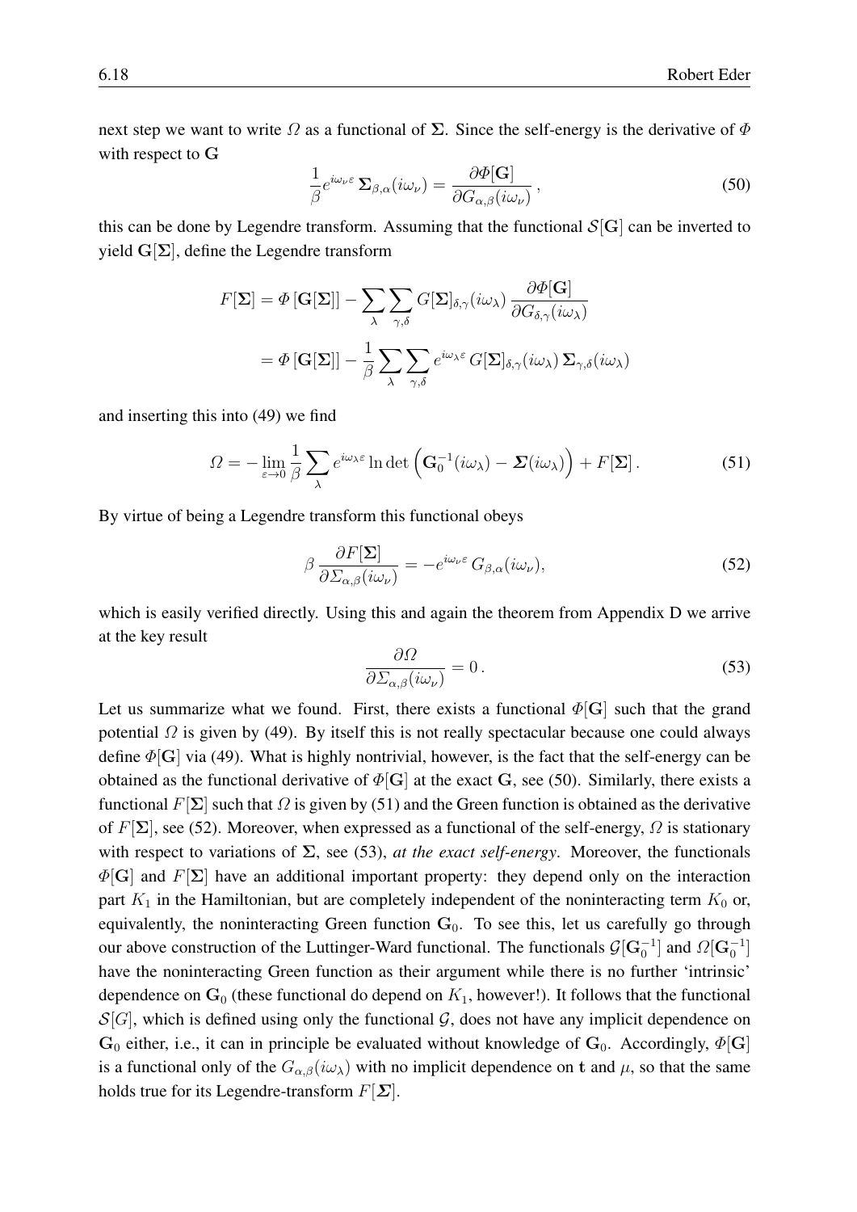next step we want to write $\Omega$ as a functional of $\mathbf{\Sigma}$. Since the self-energy is the derivative of $\Phi$ with respect to $\mathbf{G}$

$$\frac{1}{\beta} e^{i\omega_\nu \varepsilon}\, \mathbf{\Sigma}_{\beta,\alpha}(i\omega_\nu) = \frac{\partial \Phi[\mathbf{G}]}{\partial G_{\alpha,\beta}(i\omega_\nu)}\,, \tag{50}$$

this can be done by Legendre transform. Assuming that the functional $\mathcal{S}[\mathbf{G}]$ can be inverted to yield $\mathbf{G}[\mathbf{\Sigma}]$, define the Legendre transform

$$\begin{aligned} F[\mathbf{\Sigma}] &= \Phi\left[\mathbf{G}[\mathbf{\Sigma}]\right] - \sum_\lambda \sum_{\gamma,\delta} G[\mathbf{\Sigma}]_{\delta,\gamma}(i\omega_\lambda)\, \frac{\partial \Phi[\mathbf{G}]}{\partial G_{\delta,\gamma}(i\omega_\lambda)} \\ &= \Phi\left[\mathbf{G}[\mathbf{\Sigma}]\right] - \frac{1}{\beta} \sum_\lambda \sum_{\gamma,\delta} e^{i\omega_\lambda \varepsilon}\, G[\mathbf{\Sigma}]_{\delta,\gamma}(i\omega_\lambda)\, \mathbf{\Sigma}_{\gamma,\delta}(i\omega_\lambda) \end{aligned}$$

and inserting this into (49) we find

$$\Omega = -\lim_{\varepsilon \to 0} \frac{1}{\beta} \sum_\lambda e^{i\omega_\lambda \varepsilon} \ln \det \left( \mathbf{G}_0^{-1}(i\omega_\lambda) - \boldsymbol{\Sigma}(i\omega_\lambda) \right) + F[\mathbf{\Sigma}]\,. \tag{51}$$

By virtue of being a Legendre transform this functional obeys

$$\beta\, \frac{\partial F[\mathbf{\Sigma}]}{\partial \Sigma_{\alpha,\beta}(i\omega_\nu)} = -e^{i\omega_\nu \varepsilon}\, G_{\beta,\alpha}(i\omega_\nu), \tag{52}$$

which is easily verified directly. Using this and again the theorem from Appendix D we arrive at the key result

$$\frac{\partial \Omega}{\partial \Sigma_{\alpha,\beta}(i\omega_\nu)} = 0\,. \tag{53}$$

Let us summarize what we found. First, there exists a functional $\Phi[\mathbf{G}]$ such that the grand potential $\Omega$ is given by (49). By itself this is not really spectacular because one could always define $\Phi[\mathbf{G}]$ via (49). What is highly nontrivial, however, is the fact that the self-energy can be obtained as the functional derivative of $\Phi[\mathbf{G}]$ at the exact $\mathbf{G}$, see (50). Similarly, there exists a functional $F[\mathbf{\Sigma}]$ such that $\Omega$ is given by (51) and the Green function is obtained as the derivative of $F[\mathbf{\Sigma}]$, see (52). Moreover, when expressed as a functional of the self-energy, $\Omega$ is stationary with respect to variations of $\mathbf{\Sigma}$, see (53), *at the exact self-energy*. Moreover, the functionals $\Phi[\mathbf{G}]$ and $F[\mathbf{\Sigma}]$ have an additional important property: they depend only on the interaction part $K_1$ in the Hamiltonian, but are completely independent of the noninteracting term $K_0$ or, equivalently, the noninteracting Green function $\mathbf{G}_0$. To see this, let us carefully go through our above construction of the Luttinger-Ward functional. The functionals $\mathcal{G}[\mathbf{G}_0^{-1}]$ and $\Omega[\mathbf{G}_0^{-1}]$ have the noninteracting Green function as their argument while there is no further 'intrinsic' dependence on $\mathbf{G}_0$ (these functional do depend on $K_1$, however!). It follows that the functional $\mathcal{S}[G]$, which is defined using only the functional $\mathcal{G}$, does not have any implicit dependence on $\mathbf{G}_0$ either, i.e., it can in principle be evaluated without knowledge of $\mathbf{G}_0$. Accordingly, $\Phi[\mathbf{G}]$ is a functional only of the $G_{\alpha,\beta}(i\omega_\lambda)$ with no implicit dependence on $\mathbf{t}$ and $\mu$, so that the same holds true for its Legendre-transform $F[\boldsymbol{\Sigma}]$.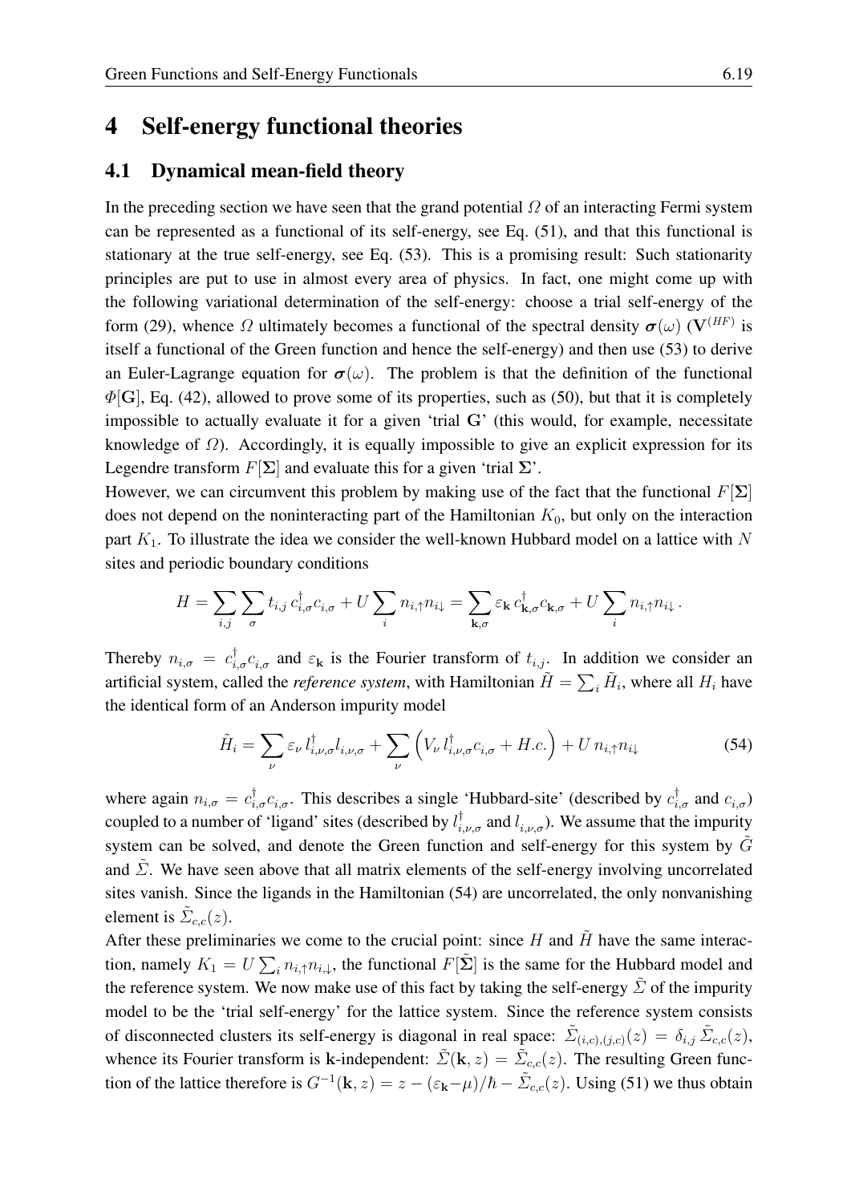# 4 Self-energy functional theories

## 4.1 Dynamical mean-field theory

In the preceding section we have seen that the grand potential $\Omega$ of an interacting Fermi system can be represented as a functional of its self-energy, see Eq. (51), and that this functional is stationary at the true self-energy, see Eq. (53). This is a promising result: Such stationarity principles are put to use in almost every area of physics. In fact, one might come up with the following variational determination of the self-energy: choose a trial self-energy of the form (29), whence $\Omega$ ultimately becomes a functional of the spectral density $\boldsymbol{\sigma}(\omega)$ ($\mathbf{V}^{(HF)}$ is itself a functional of the Green function and hence the self-energy) and then use (53) to derive an Euler-Lagrange equation for $\boldsymbol{\sigma}(\omega)$. The problem is that the definition of the functional $\Phi[\mathbf{G}]$, Eq. (42), allowed to prove some of its properties, such as (50), but that it is completely impossible to actually evaluate it for a given 'trial $\mathbf{G}$' (this would, for example, necessitate knowledge of $\Omega$). Accordingly, it is equally impossible to give an explicit expression for its Legendre transform $F[\boldsymbol{\Sigma}]$ and evaluate this for a given 'trial $\boldsymbol{\Sigma}$'.

However, we can circumvent this problem by making use of the fact that the functional $F[\boldsymbol{\Sigma}]$ does not depend on the noninteracting part of the Hamiltonian $K_0$, but only on the interaction part $K_1$. To illustrate the idea we consider the well-known Hubbard model on a lattice with $N$ sites and periodic boundary conditions

$$H = \sum_{i,j} \sum_{\sigma} t_{i,j}\, c_{i,\sigma}^{\dagger} c_{i,\sigma} + U \sum_{i} n_{i,\uparrow} n_{i\downarrow} = \sum_{\mathbf{k},\sigma} \varepsilon_{\mathbf{k}}\, c_{\mathbf{k},\sigma}^{\dagger} c_{\mathbf{k},\sigma} + U \sum_{i} n_{i,\uparrow} n_{i\downarrow}\,.$$

Thereby $n_{i,\sigma} = c_{i,\sigma}^{\dagger} c_{i,\sigma}$ and $\varepsilon_{\mathbf{k}}$ is the Fourier transform of $t_{i,j}$. In addition we consider an artificial system, called the *reference system*, with Hamiltonian $\tilde{H} = \sum_i \tilde{H}_i$, where all $H_i$ have the identical form of an Anderson impurity model

$$\tilde{H}_i = \sum_{\nu} \varepsilon_{\nu}\, l_{i,\nu,\sigma}^{\dagger} l_{i,\nu,\sigma} + \sum_{\nu} \left( V_{\nu}\, l_{i,\nu,\sigma}^{\dagger} c_{i,\sigma} + H.c. \right) + U\, n_{i,\uparrow} n_{i\downarrow} \tag{54}$$

where again $n_{i,\sigma} = c_{i,\sigma}^{\dagger} c_{i,\sigma}$. This describes a single 'Hubbard-site' (described by $c_{i,\sigma}^{\dagger}$ and $c_{i,\sigma}$) coupled to a number of 'ligand' sites (described by $l_{i,\nu,\sigma}^{\dagger}$ and $l_{i,\nu,\sigma}$). We assume that the impurity system can be solved, and denote the Green function and self-energy for this system by $\tilde{G}$ and $\tilde{\Sigma}$. We have seen above that all matrix elements of the self-energy involving uncorrelated sites vanish. Since the ligands in the Hamiltonian (54) are uncorrelated, the only nonvanishing element is $\tilde{\Sigma}_{c,c}(z)$.

After these preliminaries we come to the crucial point: since $H$ and $\tilde{H}$ have the same interaction, namely $K_1 = U \sum_i n_{i,\uparrow} n_{i,\downarrow}$, the functional $F[\tilde{\boldsymbol{\Sigma}}]$ is the same for the Hubbard model and the reference system. We now make use of this fact by taking the self-energy $\tilde{\Sigma}$ of the impurity model to be the 'trial self-energy' for the lattice system. Since the reference system consists of disconnected clusters its self-energy is diagonal in real space: $\tilde{\Sigma}_{(i,c),(j,c)}(z) = \delta_{i,j}\, \tilde{\Sigma}_{c,c}(z)$, whence its Fourier transform is $\mathbf{k}$-independent: $\tilde{\Sigma}(\mathbf{k}, z) = \tilde{\Sigma}_{c,c}(z)$. The resulting Green function of the lattice therefore is $G^{-1}(\mathbf{k}, z) = z - (\varepsilon_{\mathbf{k}} - \mu)/\hbar - \tilde{\Sigma}_{c,c}(z)$. Using (51) we thus obtain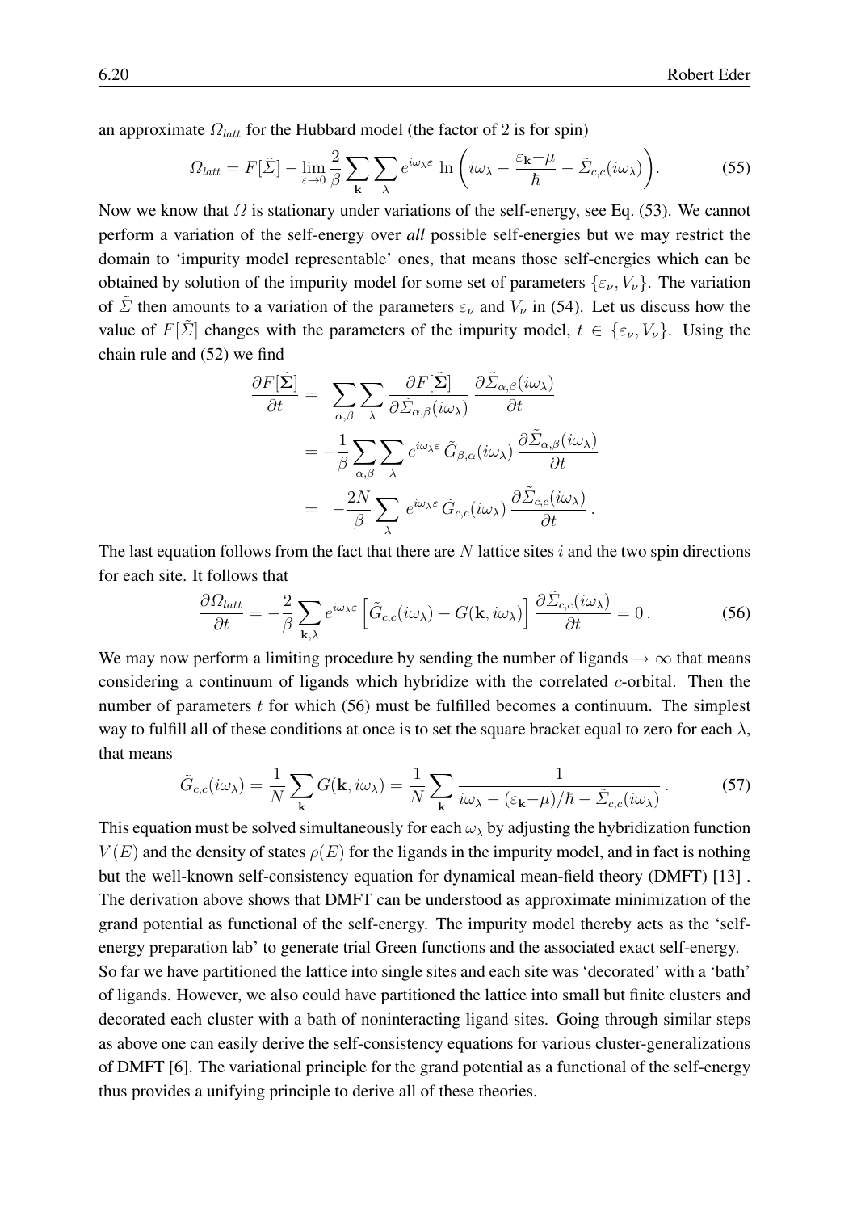an approximate $\Omega_{latt}$ for the Hubbard model (the factor of 2 is for spin)

$$\Omega_{latt} = F[\tilde{\Sigma}] - \lim_{\varepsilon \to 0} \frac{2}{\beta} \sum_{\mathbf{k}} \sum_{\lambda} e^{i\omega_\lambda \varepsilon} \, \ln\left( i\omega_\lambda - \frac{\varepsilon_{\mathbf{k}} - \mu}{\hbar} - \tilde{\Sigma}_{c,c}(i\omega_\lambda) \right). \tag{55}$$

Now we know that $\Omega$ is stationary under variations of the self-energy, see Eq. (53). We cannot perform a variation of the self-energy over *all* possible self-energies but we may restrict the domain to 'impurity model representable' ones, that means those self-energies which can be obtained by solution of the impurity model for some set of parameters $\{\varepsilon_\nu, V_\nu\}$. The variation of $\tilde{\Sigma}$ then amounts to a variation of the parameters $\varepsilon_\nu$ and $V_\nu$ in (54). Let us discuss how the value of $F[\tilde{\Sigma}]$ changes with the parameters of the impurity model, $t \in \{\varepsilon_\nu, V_\nu\}$. Using the chain rule and (52) we find

$$\begin{aligned}
\frac{\partial F[\tilde{\mathbf{\Sigma}}]}{\partial t} &= \sum_{\alpha,\beta} \sum_{\lambda} \frac{\partial F[\tilde{\mathbf{\Sigma}}]}{\partial \tilde{\Sigma}_{\alpha,\beta}(i\omega_\lambda)} \frac{\partial \tilde{\Sigma}_{\alpha,\beta}(i\omega_\lambda)}{\partial t} \\
&= -\frac{1}{\beta} \sum_{\alpha,\beta} \sum_{\lambda} e^{i\omega_\lambda \varepsilon} \, \tilde{G}_{\beta,\alpha}(i\omega_\lambda) \, \frac{\partial \tilde{\Sigma}_{\alpha,\beta}(i\omega_\lambda)}{\partial t} \\
&= -\frac{2N}{\beta} \sum_{\lambda} e^{i\omega_\lambda \varepsilon} \, \tilde{G}_{c,c}(i\omega_\lambda) \, \frac{\partial \tilde{\Sigma}_{c,c}(i\omega_\lambda)}{\partial t}.
\end{aligned}$$

The last equation follows from the fact that there are $N$ lattice sites $i$ and the two spin directions for each site. It follows that

$$\frac{\partial \Omega_{latt}}{\partial t} = -\frac{2}{\beta} \sum_{\mathbf{k},\lambda} e^{i\omega_\lambda \varepsilon} \left[ \tilde{G}_{c,c}(i\omega_\lambda) - G(\mathbf{k}, i\omega_\lambda) \right] \frac{\partial \tilde{\Sigma}_{c,c}(i\omega_\lambda)}{\partial t} = 0. \tag{56}$$

We may now perform a limiting procedure by sending the number of ligands $\to \infty$ that means considering a continuum of ligands which hybridize with the correlated $c$-orbital. Then the number of parameters $t$ for which (56) must be fulfilled becomes a continuum. The simplest way to fulfill all of these conditions at once is to set the square bracket equal to zero for each $\lambda$, that means

$$\tilde{G}_{c,c}(i\omega_\lambda) = \frac{1}{N} \sum_{\mathbf{k}} G(\mathbf{k}, i\omega_\lambda) = \frac{1}{N} \sum_{\mathbf{k}} \frac{1}{i\omega_\lambda - (\varepsilon_{\mathbf{k}} - \mu)/\hbar - \tilde{\Sigma}_{c,c}(i\omega_\lambda)}. \tag{57}$$

This equation must be solved simultaneously for each $\omega_\lambda$ by adjusting the hybridization function $V(E)$ and the density of states $\rho(E)$ for the ligands in the impurity model, and in fact is nothing but the well-known self-consistency equation for dynamical mean-field theory (DMFT) [13]. The derivation above shows that DMFT can be understood as approximate minimization of the grand potential as functional of the self-energy. The impurity model thereby acts as the 'self-energy preparation lab' to generate trial Green functions and the associated exact self-energy.

So far we have partitioned the lattice into single sites and each site was 'decorated' with a 'bath' of ligands. However, we also could have partitioned the lattice into small but finite clusters and decorated each cluster with a bath of noninteracting ligand sites. Going through similar steps as above one can easily derive the self-consistency equations for various cluster-generalizations of DMFT [6]. The variational principle for the grand potential as a functional of the self-energy thus provides a unifying principle to derive all of these theories.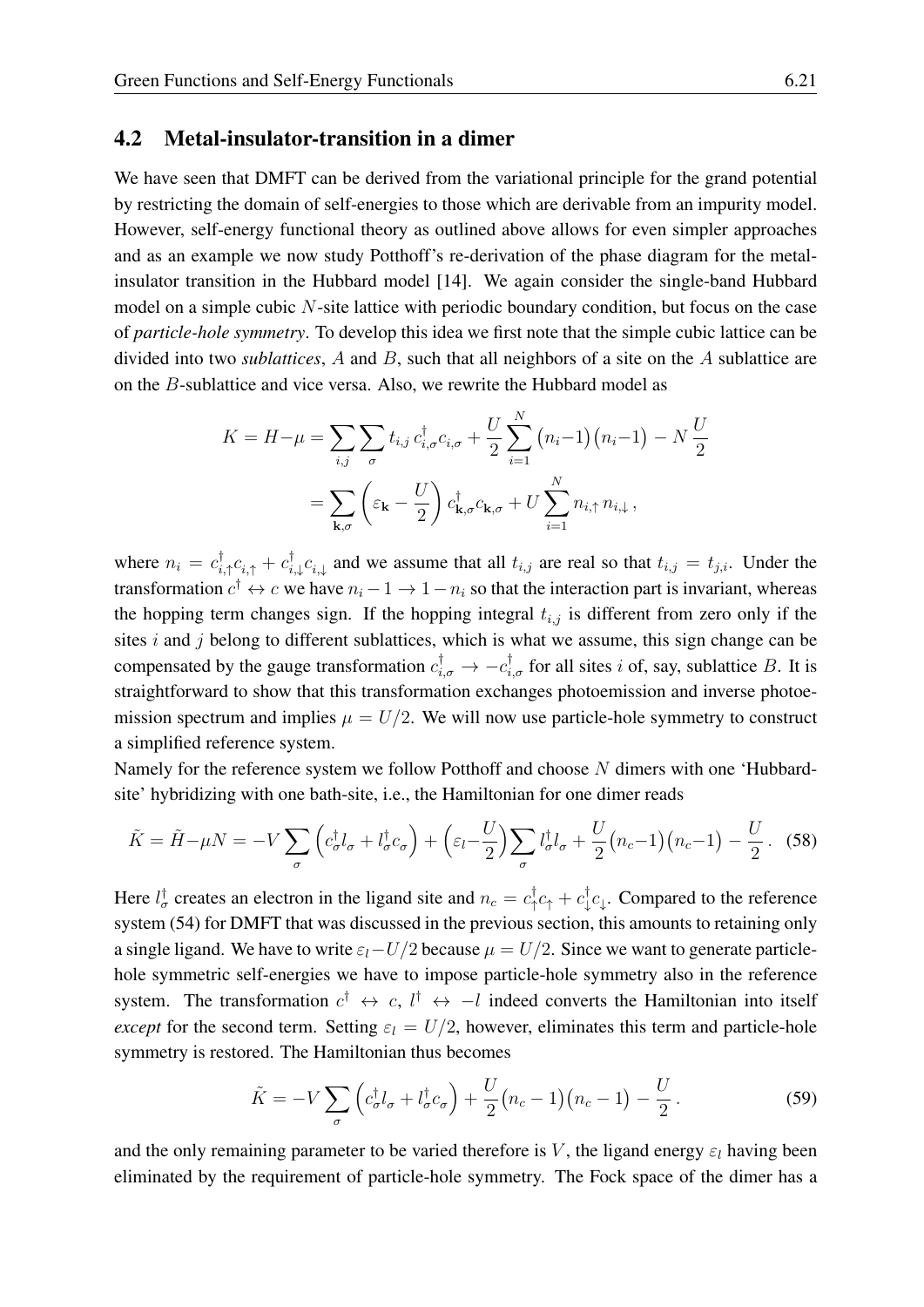### 4.2 Metal-insulator-transition in a dimer

We have seen that DMFT can be derived from the variational principle for the grand potential by restricting the domain of self-energies to those which are derivable from an impurity model. However, self-energy functional theory as outlined above allows for even simpler approaches and as an example we now study Potthoff's re-derivation of the phase diagram for the metal-insulator transition in the Hubbard model [14]. We again consider the single-band Hubbard model on a simple cubic $N$-site lattice with periodic boundary condition, but focus on the case of *particle-hole symmetry*. To develop this idea we first note that the simple cubic lattice can be divided into two ***sublattices***, $A$ and $B$, such that all neighbors of a site on the $A$ sublattice are on the $B$-sublattice and vice versa. Also, we rewrite the Hubbard model as

$$
\begin{aligned}
K = H - \mu &= \sum_{i,j} \sum_{\sigma} t_{i,j}\, c_{i,\sigma}^{\dagger} c_{i,\sigma} + \frac{U}{2} \sum_{i=1}^{N} \big(n_i - 1\big)\big(n_i - 1\big) - N\,\frac{U}{2} \\
&= \sum_{\mathbf{k},\sigma} \left(\varepsilon_{\mathbf{k}} - \frac{U}{2}\right) c_{\mathbf{k},\sigma}^{\dagger} c_{\mathbf{k},\sigma} + U \sum_{i=1}^{N} n_{i,\uparrow}\, n_{i,\downarrow}\,,
\end{aligned}
$$

where $n_i = c_{i,\uparrow}^{\dagger} c_{i,\uparrow} + c_{i,\downarrow}^{\dagger} c_{i,\downarrow}$ and we assume that all $t_{i,j}$ are real so that $t_{i,j} = t_{j,i}$. Under the transformation $c^{\dagger} \leftrightarrow c$ we have $n_i - 1 \to 1 - n_i$ so that the interaction part is invariant, whereas the hopping term changes sign. If the hopping integral $t_{i,j}$ is different from zero only if the sites $i$ and $j$ belong to different sublattices, which is what we assume, this sign change can be compensated by the gauge transformation $c_{i,\sigma}^{\dagger} \to -c_{i,\sigma}^{\dagger}$ for all sites $i$ of, say, sublattice $B$. It is straightforward to show that this transformation exchanges photoemission and inverse photoemission spectrum and implies $\mu = U/2$. We will now use particle-hole symmetry to construct a simplified reference system.

Namely for the reference system we follow Potthoff and choose $N$ dimers with one 'Hubbard-site' hybridizing with one bath-site, i.e., the Hamiltonian for one dimer reads

$$
\tilde{K} = \tilde{H} - \mu N = -V \sum_{\sigma} \left(c_{\sigma}^{\dagger} l_{\sigma} + l_{\sigma}^{\dagger} c_{\sigma}\right) + \left(\varepsilon_l - \frac{U}{2}\right) \sum_{\sigma} l_{\sigma}^{\dagger} l_{\sigma} + \frac{U}{2}\big(n_c - 1\big)\big(n_c - 1\big) - \frac{U}{2}\,. \quad (58)
$$

Here $l_{\sigma}^{\dagger}$ creates an electron in the ligand site and $n_c = c_{\uparrow}^{\dagger} c_{\uparrow} + c_{\downarrow}^{\dagger} c_{\downarrow}$. Compared to the reference system (54) for DMFT that was discussed in the previous section, this amounts to retaining only a single ligand. We have to write $\varepsilon_l - U/2$ because $\mu = U/2$. Since we want to generate particle-hole symmetric self-energies we have to impose particle-hole symmetry also in the reference system. The transformation $c^{\dagger} \leftrightarrow c$, $l^{\dagger} \leftrightarrow -l$ indeed converts the Hamiltonian into itself *except* for the second term. Setting $\varepsilon_l = U/2$, however, eliminates this term and particle-hole symmetry is restored. The Hamiltonian thus becomes

$$
\tilde{K} = -V \sum_{\sigma} \left(c_{\sigma}^{\dagger} l_{\sigma} + l_{\sigma}^{\dagger} c_{\sigma}\right) + \frac{U}{2}\big(n_c - 1\big)\big(n_c - 1\big) - \frac{U}{2}\,. \quad (59)
$$

and the only remaining parameter to be varied therefore is $V$, the ligand energy $\varepsilon_l$ having been eliminated by the requirement of particle-hole symmetry. The Fock space of the dimer has a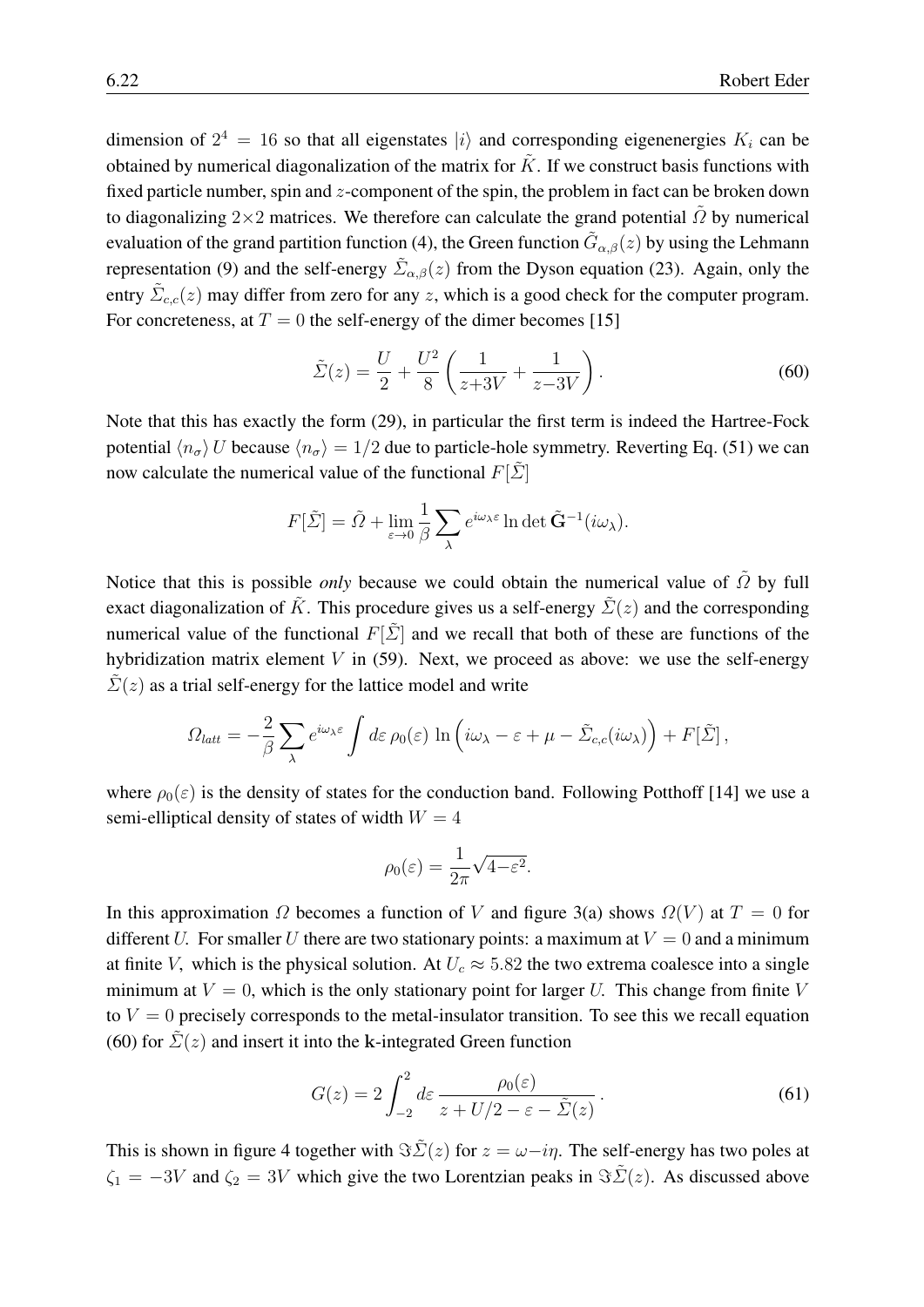dimension of $2^4 = 16$ so that all eigenstates $|i\rangle$ and corresponding eigenenergies $K_i$ can be obtained by numerical diagonalization of the matrix for $\tilde{K}$. If we construct basis functions with fixed particle number, spin and $z$-component of the spin, the problem in fact can be broken down to diagonalizing $2\times 2$ matrices. We therefore can calculate the grand potential $\tilde{\Omega}$ by numerical evaluation of the grand partition function (4), the Green function $\tilde{G}_{\alpha,\beta}(z)$ by using the Lehmann representation (9) and the self-energy $\tilde{\Sigma}_{\alpha,\beta}(z)$ from the Dyson equation (23). Again, only the entry $\tilde{\Sigma}_{c,c}(z)$ may differ from zero for any $z$, which is a good check for the computer program. For concreteness, at $T=0$ the self-energy of the dimer becomes [15]

$$\tilde{\Sigma}(z) = \frac{U}{2} + \frac{U^2}{8}\left(\frac{1}{z+3V} + \frac{1}{z-3V}\right). \tag{60}$$

Note that this has exactly the form (29), in particular the first term is indeed the Hartree-Fock potential $\langle n_\sigma \rangle\, U$ because $\langle n_\sigma \rangle = 1/2$ due to particle-hole symmetry. Reverting Eq. (51) we can now calculate the numerical value of the functional $F[\tilde{\Sigma}]$

$$F[\tilde{\Sigma}] = \tilde{\Omega} + \lim_{\varepsilon\to 0}\frac{1}{\beta}\sum_{\lambda} e^{i\omega_\lambda \varepsilon} \ln\det \tilde{\mathbf{G}}^{-1}(i\omega_\lambda).$$

Notice that this is possible *only* because we could obtain the numerical value of $\tilde{\Omega}$ by full exact diagonalization of $\tilde{K}$. This procedure gives us a self-energy $\tilde{\Sigma}(z)$ and the corresponding numerical value of the functional $F[\tilde{\Sigma}]$ and we recall that both of these are functions of the hybridization matrix element $V$ in (59). Next, we proceed as above: we use the self-energy $\tilde{\Sigma}(z)$ as a trial self-energy for the lattice model and write

$$\Omega_{latt} = -\frac{2}{\beta}\sum_{\lambda} e^{i\omega_\lambda \varepsilon} \int d\varepsilon\, \rho_0(\varepsilon)\, \ln\left(i\omega_\lambda - \varepsilon + \mu - \tilde{\Sigma}_{c,c}(i\omega_\lambda)\right) + F[\tilde{\Sigma}]\,,$$

where $\rho_0(\varepsilon)$ is the density of states for the conduction band. Following Potthoff [14] we use a semi-elliptical density of states of width $W=4$

$$\rho_0(\varepsilon) = \frac{1}{2\pi}\sqrt{4-\varepsilon^2}.$$

In this approximation $\Omega$ becomes a function of $V$ and figure 3(a) shows $\Omega(V)$ at $T=0$ for different $U$. For smaller $U$ there are two stationary points: a maximum at $V=0$ and a minimum at finite $V$, which is the physical solution. At $U_c \approx 5.82$ the two extrema coalesce into a single minimum at $V=0$, which is the only stationary point for larger $U$. This change from finite $V$ to $V=0$ precisely corresponds to the metal-insulator transition. To see this we recall equation (60) for $\tilde{\Sigma}(z)$ and insert it into the $\mathbf{k}$-integrated Green function

$$G(z) = 2\int_{-2}^{2} d\varepsilon\, \frac{\rho_0(\varepsilon)}{z + U/2 - \varepsilon - \tilde{\Sigma}(z)}\,. \tag{61}$$

This is shown in figure 4 together with $\Im\tilde{\Sigma}(z)$ for $z = \omega - i\eta$. The self-energy has two poles at $\zeta_1 = -3V$ and $\zeta_2 = 3V$ which give the two Lorentzian peaks in $\Im\tilde{\Sigma}(z)$. As discussed above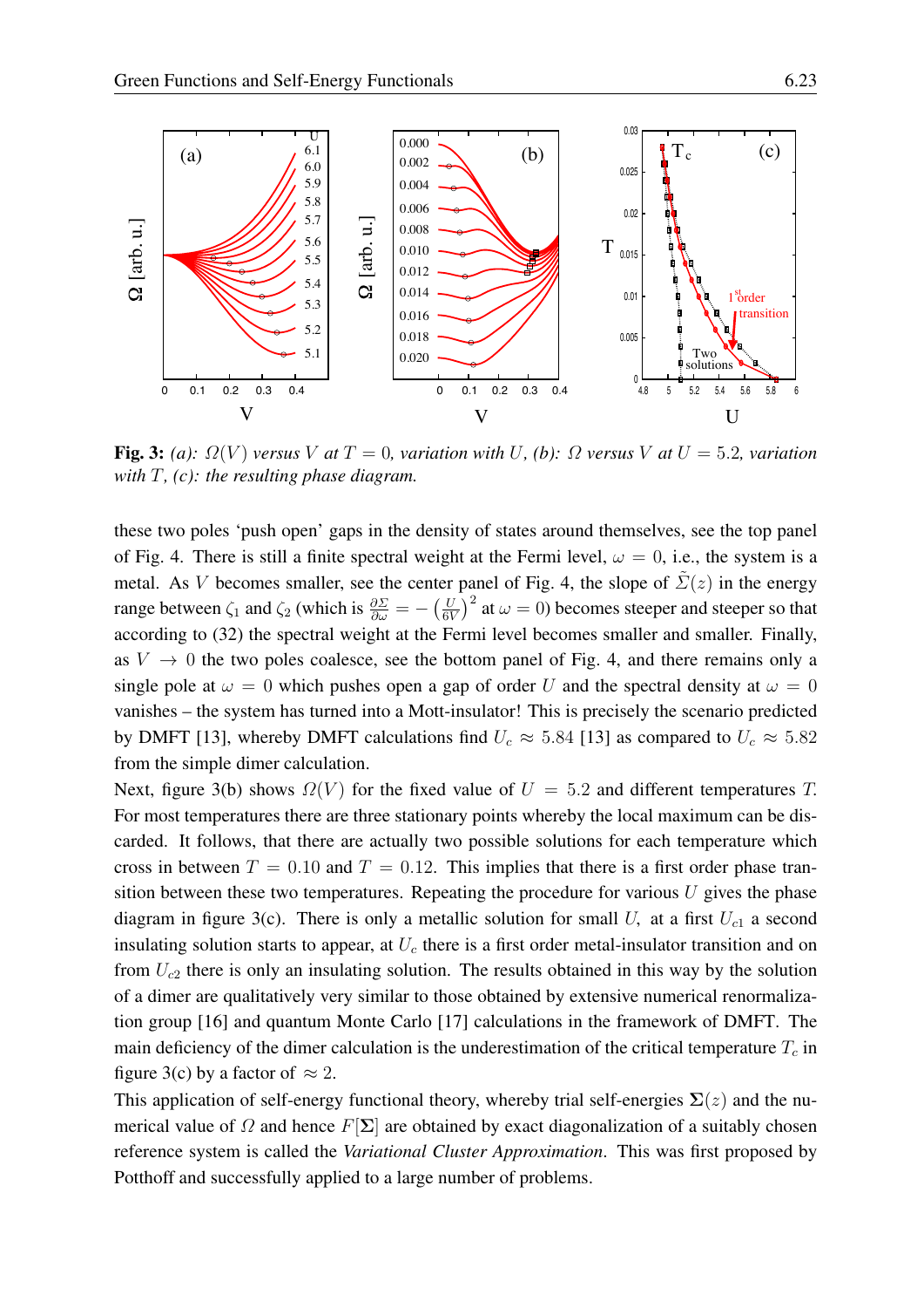**Fig. 3:** *(a): $\Omega(V)$ versus $V$ at $T=0$, variation with $U$, (b): $\Omega$ versus $V$ at $U=5.2$, variation with $T$, (c): the resulting phase diagram.*

these two poles 'push open' gaps in the density of states around themselves, see the top panel of Fig. 4. There is still a finite spectral weight at the Fermi level, $\omega=0$, i.e., the system is a metal. As $V$ becomes smaller, see the center panel of Fig. 4, the slope of $\tilde{\Sigma}(z)$ in the energy range between $\zeta_1$ and $\zeta_2$ (which is $\frac{\partial \Sigma}{\partial \omega} = -\left(\frac{U}{6V}\right)^2$ at $\omega=0$) becomes steeper and steeper so that according to (32) the spectral weight at the Fermi level becomes smaller and smaller. Finally, as $V \rightarrow 0$ the two poles coalesce, see the bottom panel of Fig. 4, and there remains only a single pole at $\omega=0$ which pushes open a gap of order $U$ and the spectral density at $\omega=0$ vanishes – the system has turned into a Mott-insulator! This is precisely the scenario predicted by DMFT [13], whereby DMFT calculations find $U_c \approx 5.84$ [13] as compared to $U_c \approx 5.82$ from the simple dimer calculation.

Next, figure 3(b) shows $\Omega(V)$ for the fixed value of $U=5.2$ and different temperatures $T$. For most temperatures there are three stationary points whereby the local maximum can be discarded. It follows, that there are actually two possible solutions for each temperature which cross in between $T=0.10$ and $T=0.12$. This implies that there is a first order phase transition between these two temperatures. Repeating the procedure for various $U$ gives the phase diagram in figure 3(c). There is only a metallic solution for small $U$, at a first $U_{c1}$ a second insulating solution starts to appear, at $U_c$ there is a first order metal-insulator transition and on from $U_{c2}$ there is only an insulating solution. The results obtained in this way by the solution of a dimer are qualitatively very similar to those obtained by extensive numerical renormalization group [16] and quantum Monte Carlo [17] calculations in the framework of DMFT. The main deficiency of the dimer calculation is the underestimation of the critical temperature $T_c$ in figure 3(c) by a factor of $\approx 2$.

This application of self-energy functional theory, whereby trial self-energies $\mathbf{\Sigma}(z)$ and the numerical value of $\Omega$ and hence $F[\mathbf{\Sigma}]$ are obtained by exact diagonalization of a suitably chosen reference system is called the *Variational Cluster Approximation*. This was first proposed by Potthoff and successfully applied to a large number of problems.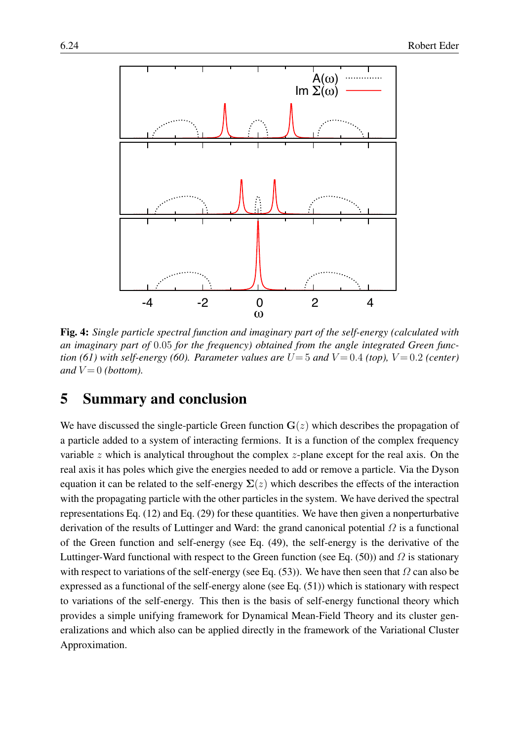**Fig. 4:** *Single particle spectral function and imaginary part of the self-energy (calculated with an imaginary part of* $0.05$ *for the frequency) obtained from the angle integrated Green function (61) with self-energy (60). Parameter values are* $U=5$ *and* $V=0.4$ *(top),* $V=0.2$ *(center) and* $V=0$ *(bottom).*

## 5 Summary and conclusion

We have discussed the single-particle Green function $\mathbf{G}(z)$ which describes the propagation of a particle added to a system of interacting fermions. It is a function of the complex frequency variable $z$ which is analytical throughout the complex $z$-plane except for the real axis. On the real axis it has poles which give the energies needed to add or remove a particle. Via the Dyson equation it can be related to the self-energy $\mathbf{\Sigma}(z)$ which describes the effects of the interaction with the propagating particle with the other particles in the system. We have derived the spectral representations Eq. (12) and Eq. (29) for these quantities. We have then given a nonperturbative derivation of the results of Luttinger and Ward: the grand canonical potential $\Omega$ is a functional of the Green function and self-energy (see Eq. (49), the self-energy is the derivative of the Luttinger-Ward functional with respect to the Green function (see Eq. (50)) and $\Omega$ is stationary with respect to variations of the self-energy (see Eq. (53)). We have then seen that $\Omega$ can also be expressed as a functional of the self-energy alone (see Eq. (51)) which is stationary with respect to variations of the self-energy. This then is the basis of self-energy functional theory which provides a simple unifying framework for Dynamical Mean-Field Theory and its cluster generalizations and which also can be applied directly in the framework of the Variational Cluster Approximation.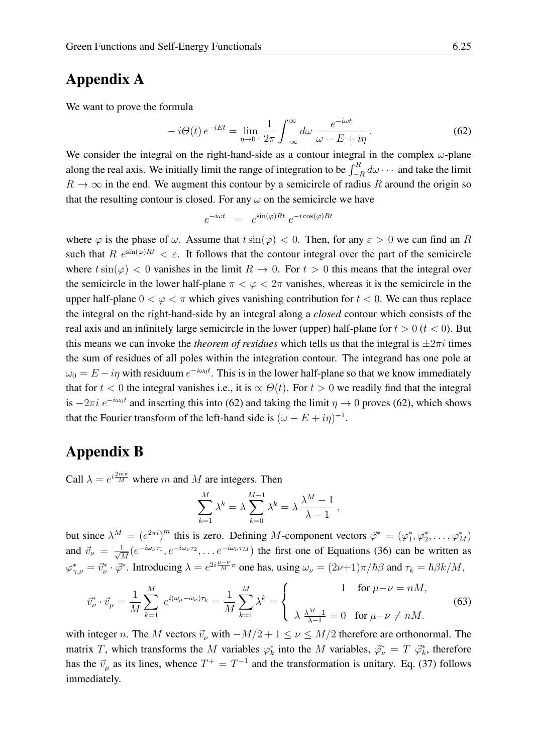## Appendix A

We want to prove the formula

$$- i\Theta(t)\, e^{-iEt} = \lim_{\eta\to 0^+} \frac{1}{2\pi} \int_{-\infty}^{\infty} d\omega\ \frac{e^{-i\omega t}}{\omega - E + i\eta}\,. \tag{62}$$

We consider the integral on the right-hand-side as a contour integral in the complex $\omega$-plane along the real axis. We initially limit the range of integration to be $\int_{-R}^{R} d\omega \cdots$ and take the limit $R \to \infty$ in the end. We augment this contour by a semicircle of radius $R$ around the origin so that the resulting contour is closed. For any $\omega$ on the semicircle we have

$$e^{-i\omega t} \;\;=\;\; e^{\sin(\varphi)Rt}\, e^{-i\cos(\varphi)Rt}$$

where $\varphi$ is the phase of $\omega$. Assume that $t\sin(\varphi) < 0$. Then, for any $\varepsilon > 0$ we can find an $R$ such that $R\ e^{\sin(\varphi)Rt} < \varepsilon$. It follows that the contour integral over the part of the semicircle where $t\sin(\varphi) < 0$ vanishes in the limit $R \to 0$. For $t > 0$ this means that the integral over the semicircle in the lower half-plane $\pi < \varphi < 2\pi$ vanishes, whereas it is the semicircle in the upper half-plane $0 < \varphi < \pi$ which gives vanishing contribution for $t < 0$. We can thus replace the integral on the right-hand-side by an integral along a *closed* contour which consists of the real axis and an infinitely large semicircle in the lower (upper) half-plane for $t > 0$ ($t < 0$). But this means we can invoke the *theorem of residues* which tells us that the integral is $\pm 2\pi i$ times the sum of residues of all poles within the integration contour. The integrand has one pole at $\omega_0 = E - i\eta$ with residuum $e^{-i\omega_0 t}$. This is in the lower half-plane so that we know immediately that for $t < 0$ the integral vanishes i.e., it is $\propto \Theta(t)$. For $t > 0$ we readily find that the integral is $-2\pi i\ e^{-i\omega_0 t}$ and inserting this into (62) and taking the limit $\eta \to 0$ proves (62), which shows that the Fourier transform of the left-hand side is $(\omega - E + i\eta)^{-1}$.

## Appendix B

Call $\lambda = e^{i\frac{2m\pi}{M}}$ where $m$ and $M$ are integers. Then

$$\sum_{k=1}^{M} \lambda^k = \lambda \sum_{k=0}^{M-1} \lambda^k = \lambda\, \frac{\lambda^M - 1}{\lambda - 1}\,,$$

but since $\lambda^M = (e^{2\pi i})^m$ this is zero. Defining $M$-component vectors $\vec{\varphi}^* = (\varphi_1^*, \varphi_2^*, \ldots, \varphi_M^*)$ and $\vec{v}_\nu = \frac{1}{\sqrt{M}}(e^{-i\omega_\nu \tau_1}, e^{-i\omega_\nu \tau_2}, \ldots e^{-i\omega_\nu \tau_M})$ the first one of Equations (36) can be written as $\varphi^*_{\gamma,\nu} = \vec{v}^*_\nu \cdot \vec{\varphi}^*$. Introducing $\lambda = e^{2i\frac{\mu-\nu}{M}\pi}$ one has, using $\omega_\nu = (2\nu{+}1)\pi/\hbar\beta$ and $\tau_k = \hbar\beta k/M$,

$$\vec{v}^*_\nu \cdot \vec{v}_\mu = \frac{1}{M}\sum_{k=1}^{M}\ e^{i(\omega_\mu - \omega_\nu)\tau_k} = \frac{1}{M}\sum_{k=1}^{M} \lambda^k = \left\{ \begin{array}{cl} 1 & \text{for } \mu{-}\nu = nM, \\ & \\ \lambda\ \frac{\lambda^M-1}{\lambda-1} = 0 & \text{for } \mu{-}\nu \neq nM. \end{array} \right. \tag{63}$$

with integer $n$. The $M$ vectors $\vec{v}_\nu$ with $-M/2 + 1 \leq \nu \leq M/2$ therefore are orthonormal. The matrix $T$, which transforms the $M$ variables $\varphi_k^*$ into the $M$ variables, $\vec{\varphi}^*_\nu = T\ \vec{\varphi}^*_k$, therefore has the $\vec{v}_\mu$ as its lines, whence $T^+ = T^{-1}$ and the transformation is unitary. Eq. (37) follows immediately.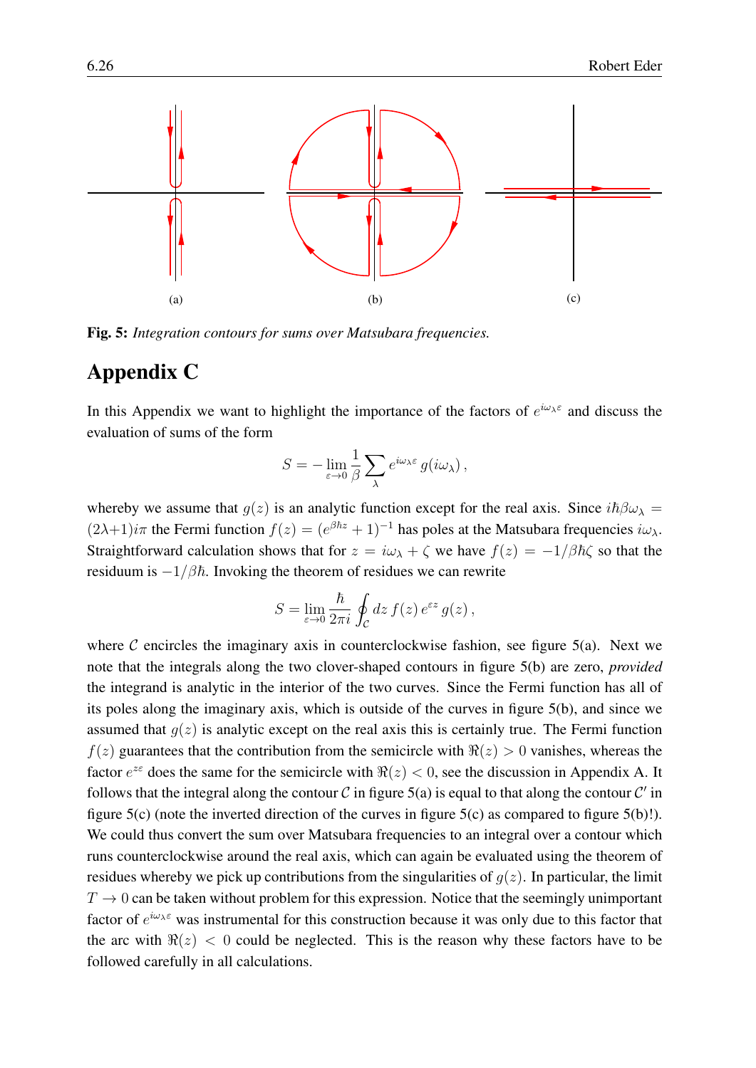(a) (b) (c)

**Fig. 5:** *Integration contours for sums over Matsubara frequencies.*

# Appendix C

In this Appendix we want to highlight the importance of the factors of $e^{i\omega_\lambda \varepsilon}$ and discuss the evaluation of sums of the form

$$S = -\lim_{\varepsilon \to 0} \frac{1}{\beta} \sum_\lambda e^{i\omega_\lambda \varepsilon} \, g(i\omega_\lambda) \, ,$$

whereby we assume that $g(z)$ is an analytic function except for the real axis. Since $i\hbar\beta\omega_\lambda = (2\lambda+1)i\pi$ the Fermi function $f(z) = (e^{\beta\hbar z} + 1)^{-1}$ has poles at the Matsubara frequencies $i\omega_\lambda$. Straightforward calculation shows that for $z = i\omega_\lambda + \zeta$ we have $f(z) = -1/\beta\hbar\zeta$ so that the residuum is $-1/\beta\hbar$. Invoking the theorem of residues we can rewrite

$$S = \lim_{\varepsilon \to 0} \frac{\hbar}{2\pi i} \oint_{\mathcal{C}} dz \, f(z) \, e^{\varepsilon z} \, g(z) \, ,$$

where $\mathcal{C}$ encircles the imaginary axis in counterclockwise fashion, see figure 5(a). Next we note that the integrals along the two clover-shaped contours in figure 5(b) are zero, *provided* the integrand is analytic in the interior of the two curves. Since the Fermi function has all of its poles along the imaginary axis, which is outside of the curves in figure 5(b), and since we assumed that $g(z)$ is analytic except on the real axis this is certainly true. The Fermi function $f(z)$ guarantees that the contribution from the semicircle with $\Re(z) > 0$ vanishes, whereas the factor $e^{z\varepsilon}$ does the same for the semicircle with $\Re(z) < 0$, see the discussion in Appendix A. It follows that the integral along the contour $\mathcal{C}$ in figure 5(a) is equal to that along the contour $\mathcal{C}'$ in figure 5(c) (note the inverted direction of the curves in figure 5(c) as compared to figure 5(b)!). We could thus convert the sum over Matsubara frequencies to an integral over a contour which runs counterclockwise around the real axis, which can again be evaluated using the theorem of residues whereby we pick up contributions from the singularities of $g(z)$. In particular, the limit $T \to 0$ can be taken without problem for this expression. Notice that the seemingly unimportant factor of $e^{i\omega_\lambda \varepsilon}$ was instrumental for this construction because it was only due to this factor that the arc with $\Re(z) < 0$ could be neglected. This is the reason why these factors have to be followed carefully in all calculations.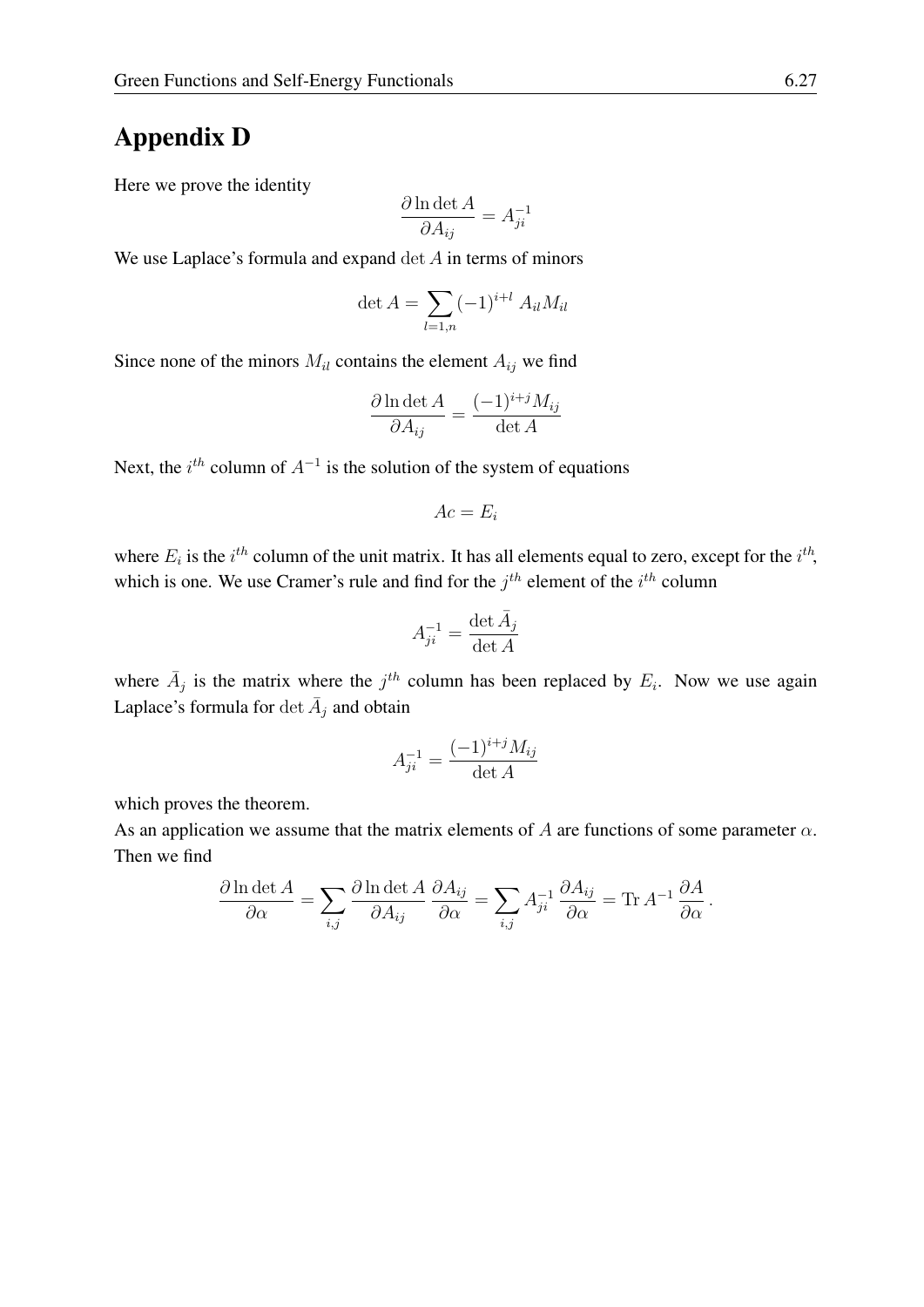# Appendix D

Here we prove the identity

$$\frac{\partial \ln \det A}{\partial A_{ij}} = A^{-1}_{ji}$$

We use Laplace's formula and expand $\det A$ in terms of minors

$$\det A = \sum_{l=1,n} (-1)^{i+l} \, A_{il} M_{il}$$

Since none of the minors $M_{il}$ contains the element $A_{ij}$ we find

$$\frac{\partial \ln \det A}{\partial A_{ij}} = \frac{(-1)^{i+j} M_{ij}}{\det A}$$

Next, the $i^{th}$ column of $A^{-1}$ is the solution of the system of equations

$$Ac = E_i$$

where $E_i$ is the $i^{th}$ column of the unit matrix. It has all elements equal to zero, except for the $i^{th}$, which is one. We use Cramer's rule and find for the $j^{th}$ element of the $i^{th}$ column

$$A^{-1}_{ji} = \frac{\det \bar{A}_j}{\det A}$$

where $\bar{A}_j$ is the matrix where the $j^{th}$ column has been replaced by $E_i$. Now we use again Laplace's formula for $\det \bar{A}_j$ and obtain

$$A^{-1}_{ji} = \frac{(-1)^{i+j} M_{ij}}{\det A}$$

which proves the theorem.

As an application we assume that the matrix elements of $A$ are functions of some parameter $\alpha$. Then we find

$$\frac{\partial \ln \det A}{\partial \alpha} = \sum_{i,j} \frac{\partial \ln \det A}{\partial A_{ij}} \frac{\partial A_{ij}}{\partial \alpha} = \sum_{i,j} A^{-1}_{ji} \frac{\partial A_{ij}}{\partial \alpha} = \mathrm{Tr} \, A^{-1} \frac{\partial A}{\partial \alpha} \, .$$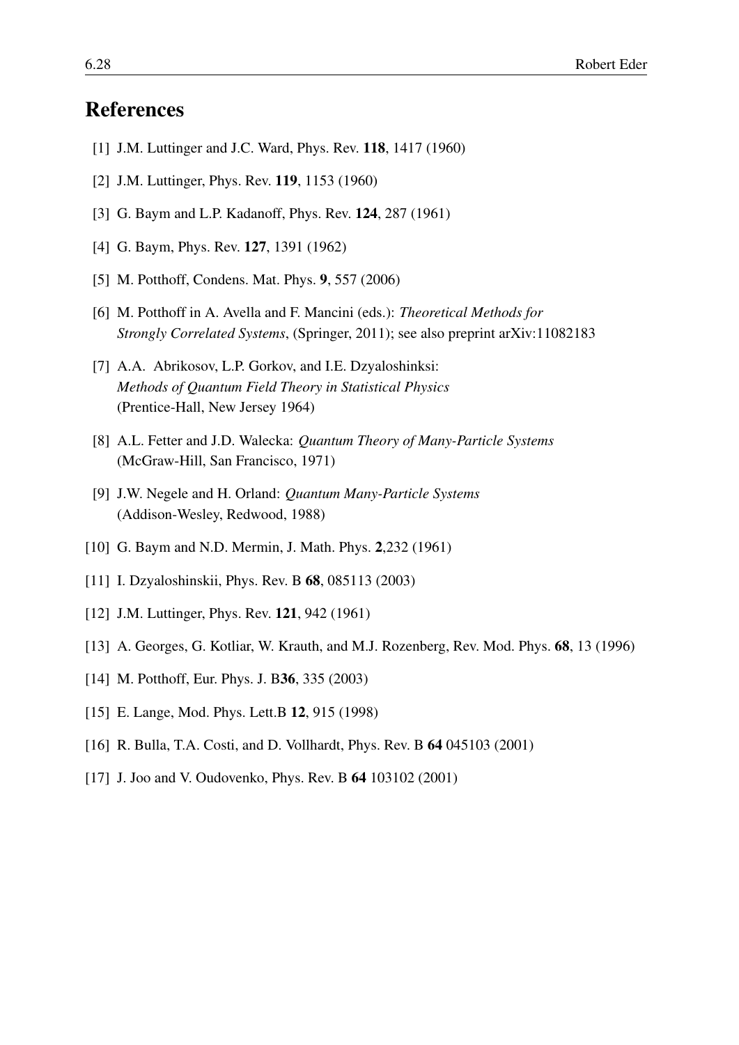# References

[1] J.M. Luttinger and J.C. Ward, Phys. Rev. **118**, 1417 (1960)

[2] J.M. Luttinger, Phys. Rev. **119**, 1153 (1960)

[3] G. Baym and L.P. Kadanoff, Phys. Rev. **124**, 287 (1961)

[4] G. Baym, Phys. Rev. **127**, 1391 (1962)

[5] M. Potthoff, Condens. Mat. Phys. **9**, 557 (2006)

[6] M. Potthoff in A. Avella and F. Mancini (eds.): *Theoretical Methods for Strongly Correlated Systems*, (Springer, 2011); see also preprint arXiv:11082183

[7] A.A. Abrikosov, L.P. Gorkov, and I.E. Dzyaloshinksi: *Methods of Quantum Field Theory in Statistical Physics* (Prentice-Hall, New Jersey 1964)

[8] A.L. Fetter and J.D. Walecka: *Quantum Theory of Many-Particle Systems* (McGraw-Hill, San Francisco, 1971)

[9] J.W. Negele and H. Orland: *Quantum Many-Particle Systems* (Addison-Wesley, Redwood, 1988)

[10] G. Baym and N.D. Mermin, J. Math. Phys. **2**,232 (1961)

[11] I. Dzyaloshinskii, Phys. Rev. B **68**, 085113 (2003)

[12] J.M. Luttinger, Phys. Rev. **121**, 942 (1961)

[13] A. Georges, G. Kotliar, W. Krauth, and M.J. Rozenberg, Rev. Mod. Phys. **68**, 13 (1996)

[14] M. Potthoff, Eur. Phys. J. B**36**, 335 (2003)

[15] E. Lange, Mod. Phys. Lett.B **12**, 915 (1998)

[16] R. Bulla, T.A. Costi, and D. Vollhardt, Phys. Rev. B **64** 045103 (2001)

[17] J. Joo and V. Oudovenko, Phys. Rev. B **64** 103102 (2001)